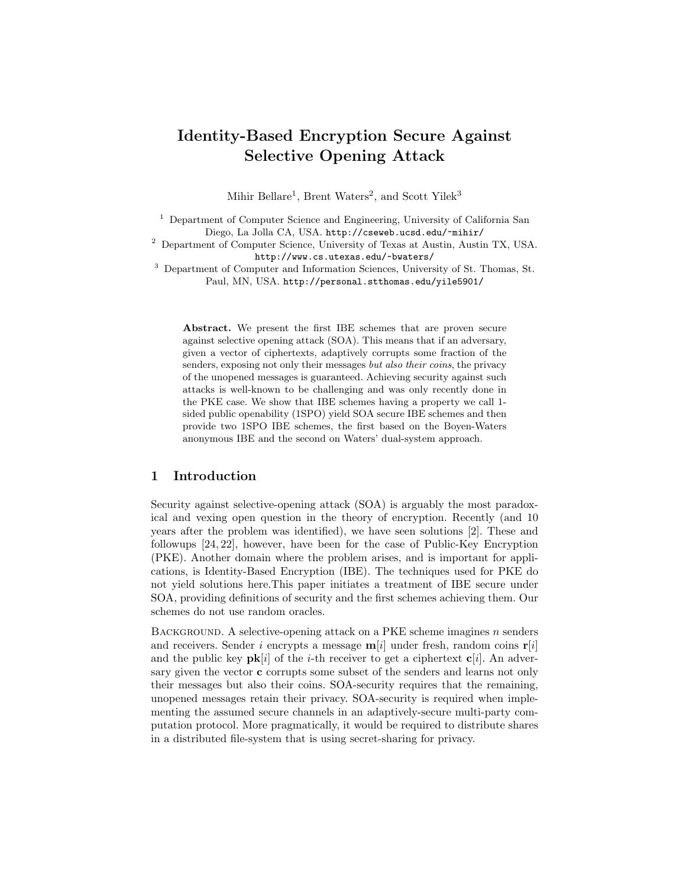# Identity-Based Encryption Secure Against Selective Opening Attack

Mihir Bellare[1], Brent Waters[2], and Scott Yilek[3]

[1] Department of Computer Science and Engineering, University of California San Diego, La Jolla CA, USA. http://cseweb.ucsd.edu/~mihir/

[2] Department of Computer Science, University of Texas at Austin, Austin TX, USA. http://www.cs.utexas.edu/~bwaters/

[3] Department of Computer and Information Sciences, University of St. Thomas, St. Paul, MN, USA. http://personal.stthomas.edu/yile5901/

**Abstract.** We present the first IBE schemes that are proven secure against selective opening attack (SOA). This means that if an adversary, given a vector of ciphertexts, adaptively corrupts some fraction of the senders, exposing not only their messages *but also their coins*, the privacy of the unopened messages is guaranteed. Achieving security against such attacks is well-known to be challenging and was only recently done in the PKE case. We show that IBE schemes having a property we call 1-sided public openability (1SPO) yield SOA secure IBE schemes and then provide two 1SPO IBE schemes, the first based on the Boyen-Waters anonymous IBE and the second on Waters' dual-system approach.

## 1 Introduction

Security against selective-opening attack (SOA) is arguably the most paradoxical and vexing open question in the theory of encryption. Recently (and 10 years after the problem was identified), we have seen solutions [2]. These and followups [24, 22], however, have been for the case of Public-Key Encryption (PKE). Another domain where the problem arises, and is important for applications, is Identity-Based Encryption (IBE). The techniques used for PKE do not yield solutions here.This paper initiates a treatment of IBE secure under SOA, providing definitions of security and the first schemes achieving them. Our schemes do not use random oracles.

Background. A selective-opening attack on a PKE scheme imagines $n$ senders and receivers. Sender $i$ encrypts a message $\mathbf{m}[i]$ under fresh, random coins $\mathbf{r}[i]$ and the public key $\mathbf{pk}[i]$ of the $i$-th receiver to get a ciphertext $\mathbf{c}[i]$. An adversary given the vector $\mathbf{c}$ corrupts some subset of the senders and learns not only their messages but also their coins. SOA-security requires that the remaining, unopened messages retain their privacy. SOA-security is required when implementing the assumed secure channels in an adaptively-secure multi-party computation protocol. More pragmatically, it would be required to distribute shares in a distributed file-system that is using secret-sharing for privacy.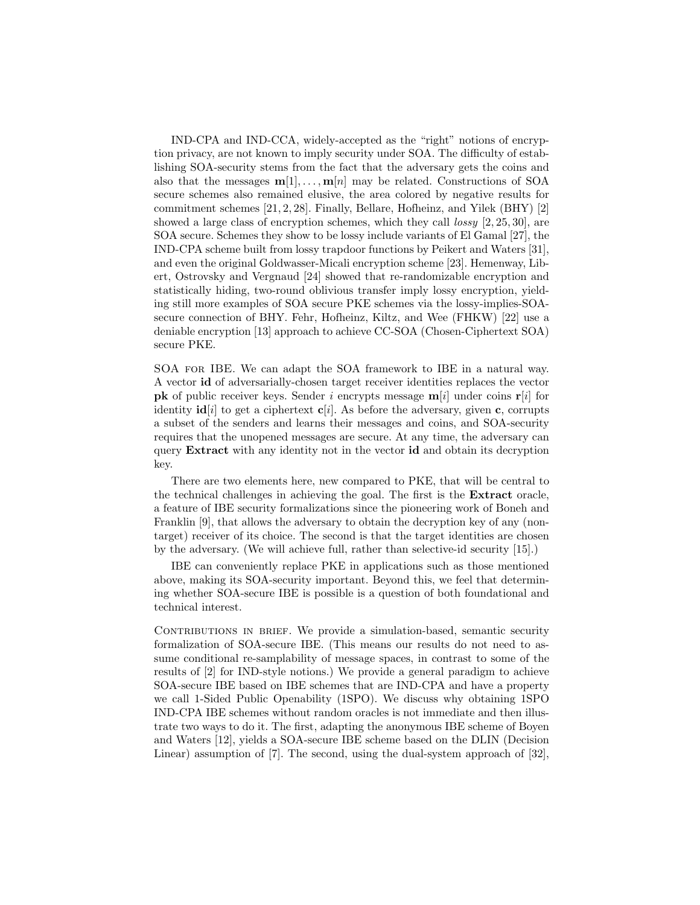IND-CPA and IND-CCA, widely-accepted as the "right" notions of encryption privacy, are not known to imply security under SOA. The difficulty of establishing SOA-security stems from the fact that the adversary gets the coins and also that the messages $\mathbf{m}[1], \ldots, \mathbf{m}[n]$ may be related. Constructions of SOA secure schemes also remained elusive, the area colored by negative results for commitment schemes [21, 2, 28]. Finally, Bellare, Hofheinz, and Yilek (BHY) [2] showed a large class of encryption schemes, which they call *lossy* [2, 25, 30], are SOA secure. Schemes they show to be lossy include variants of El Gamal [27], the IND-CPA scheme built from lossy trapdoor functions by Peikert and Waters [31], and even the original Goldwasser-Micali encryption scheme [23]. Hemenway, Libert, Ostrovsky and Vergnaud [24] showed that re-randomizable encryption and statistically hiding, two-round oblivious transfer imply lossy encryption, yielding still more examples of SOA secure PKE schemes via the lossy-implies-SOA-secure connection of BHY. Fehr, Hofheinz, Kiltz, and Wee (FHKW) [22] use a deniable encryption [13] approach to achieve CC-SOA (Chosen-Ciphertext SOA) secure PKE.

SOA FOR IBE. We can adapt the SOA framework to IBE in a natural way. A vector $\mathbf{id}$ of adversarially-chosen target receiver identities replaces the vector $\mathbf{pk}$ of public receiver keys. Sender $i$ encrypts message $\mathbf{m}[i]$ under coins $\mathbf{r}[i]$ for identity $\mathbf{id}[i]$ to get a ciphertext $\mathbf{c}[i]$. As before the adversary, given $\mathbf{c}$, corrupts a subset of the senders and learns their messages and coins, and SOA-security requires that the unopened messages are secure. At any time, the adversary can query **Extract** with any identity not in the vector $\mathbf{id}$ and obtain its decryption key.

There are two elements here, new compared to PKE, that will be central to the technical challenges in achieving the goal. The first is the **Extract** oracle, a feature of IBE security formalizations since the pioneering work of Boneh and Franklin [9], that allows the adversary to obtain the decryption key of any (non-target) receiver of its choice. The second is that the target identities are chosen by the adversary. (We will achieve full, rather than selective-id security [15].)

IBE can conveniently replace PKE in applications such as those mentioned above, making its SOA-security important. Beyond this, we feel that determining whether SOA-secure IBE is possible is a question of both foundational and technical interest.

CONTRIBUTIONS IN BRIEF. We provide a simulation-based, semantic security formalization of SOA-secure IBE. (This means our results do not need to assume conditional re-samplability of message spaces, in contrast to some of the results of [2] for IND-style notions.) We provide a general paradigm to achieve SOA-secure IBE based on IBE schemes that are IND-CPA and have a property we call 1-Sided Public Openability (1SPO). We discuss why obtaining 1SPO IND-CPA IBE schemes without random oracles is not immediate and then illustrate two ways to do it. The first, adapting the anonymous IBE scheme of Boyen and Waters [12], yields a SOA-secure IBE scheme based on the DLIN (Decision Linear) assumption of [7]. The second, using the dual-system approach of [32],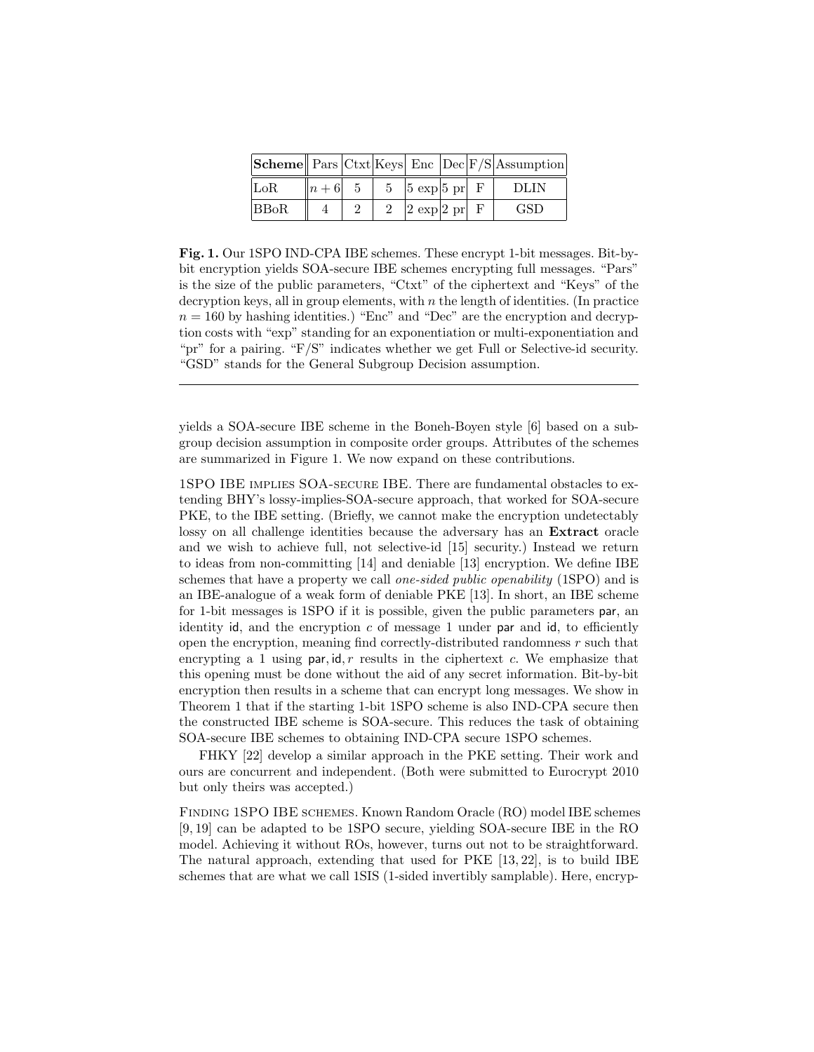| **Scheme** | Pars | Ctxt | Keys | Enc | Dec | F/S | Assumption |
|---|---|---|---|---|---|---|---|
| LoR | $n + 6$ | 5 | 5 | 5 exp | 5 pr | F | DLIN |
| BBoR | 4 | 2 | 2 | 2 exp | 2 pr | F | GSD |

**Fig. 1.** Our 1SPO IND-CPA IBE schemes. These encrypt 1-bit messages. Bit-by-bit encryption yields SOA-secure IBE schemes encrypting full messages. "Pars" is the size of the public parameters, "Ctxt" of the ciphertext and "Keys" of the decryption keys, all in group elements, with $n$ the length of identities. (In practice $n = 160$ by hashing identities.) "Enc" and "Dec" are the encryption and decryption costs with "exp" standing for an exponentiation or multi-exponentiation and "pr" for a pairing. "F/S" indicates whether we get Full or Selective-id security. "GSD" stands for the General Subgroup Decision assumption.

---

yields a SOA-secure IBE scheme in the Boneh-Boyen style [6] based on a subgroup decision assumption in composite order groups. Attributes of the schemes are summarized in Figure 1. We now expand on these contributions.

1SPO IBE implies SOA-secure IBE. There are fundamental obstacles to extending BHY's lossy-implies-SOA-secure approach, that worked for SOA-secure PKE, to the IBE setting. (Briefly, we cannot make the encryption undetectably lossy on all challenge identities because the adversary has an **Extract** oracle and we wish to achieve full, not selective-id [15] security.) Instead we return to ideas from non-committing [14] and deniable [13] encryption. We define IBE schemes that have a property we call *one-sided public openability* (1SPO) and is an IBE-analogue of a weak form of deniable PKE [13]. In short, an IBE scheme for 1-bit messages is 1SPO if it is possible, given the public parameters $\mathsf{par}$, an identity $\mathsf{id}$, and the encryption $c$ of message 1 under $\mathsf{par}$ and $\mathsf{id}$, to efficiently open the encryption, meaning find correctly-distributed randomness $r$ such that encrypting a 1 using $\mathsf{par}, \mathsf{id}, r$ results in the ciphertext $c$. We emphasize that this opening must be done without the aid of any secret information. Bit-by-bit encryption then results in a scheme that can encrypt long messages. We show in Theorem 1 that if the starting 1-bit 1SPO scheme is also IND-CPA secure then the constructed IBE scheme is SOA-secure. This reduces the task of obtaining SOA-secure IBE schemes to obtaining IND-CPA secure 1SPO schemes.

FHKY [22] develop a similar approach in the PKE setting. Their work and ours are concurrent and independent. (Both were submitted to Eurocrypt 2010 but only theirs was accepted.)

Finding 1SPO IBE schemes. Known Random Oracle (RO) model IBE schemes [9, 19] can be adapted to be 1SPO secure, yielding SOA-secure IBE in the RO model. Achieving it without ROs, however, turns out not to be straightforward. The natural approach, extending that used for PKE [13, 22], is to build IBE schemes that are what we call 1SIS (1-sided invertibly samplable). Here, encryp-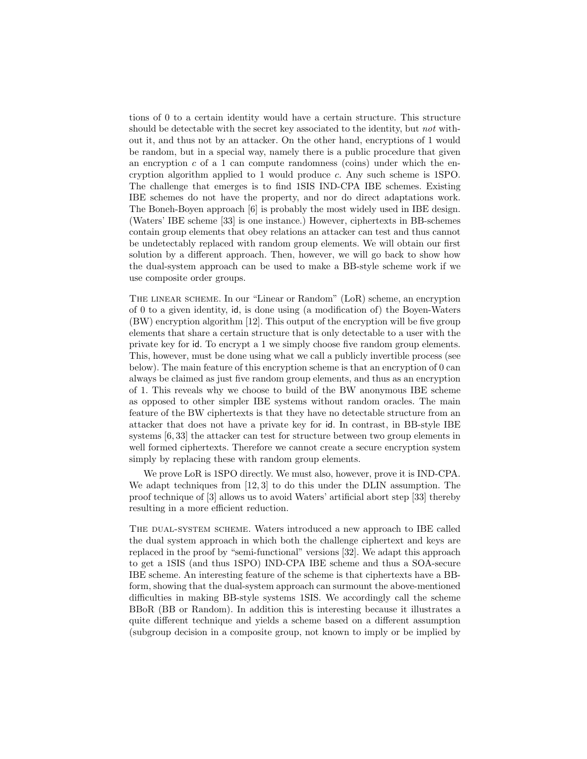tions of 0 to a certain identity would have a certain structure. This structure should be detectable with the secret key associated to the identity, but *not* without it, and thus not by an attacker. On the other hand, encryptions of 1 would be random, but in a special way, namely there is a public procedure that given an encryption $c$ of a 1 can compute randomness (coins) under which the encryption algorithm applied to 1 would produce $c$. Any such scheme is 1SPO. The challenge that emerges is to find 1SIS IND-CPA IBE schemes. Existing IBE schemes do not have the property, and nor do direct adaptations work. The Boneh-Boyen approach [6] is probably the most widely used in IBE design. (Waters' IBE scheme [33] is one instance.) However, ciphertexts in BB-schemes contain group elements that obey relations an attacker can test and thus cannot be undetectably replaced with random group elements. We will obtain our first solution by a different approach. Then, however, we will go back to show how the dual-system approach can be used to make a BB-style scheme work if we use composite order groups.

The linear scheme. In our "Linear or Random" (LoR) scheme, an encryption of 0 to a given identity, id, is done using (a modification of) the Boyen-Waters (BW) encryption algorithm [12]. This output of the encryption will be five group elements that share a certain structure that is only detectable to a user with the private key for id. To encrypt a 1 we simply choose five random group elements. This, however, must be done using what we call a publicly invertible process (see below). The main feature of this encryption scheme is that an encryption of 0 can always be claimed as just five random group elements, and thus as an encryption of 1. This reveals why we choose to build of the BW anonymous IBE scheme as opposed to other simpler IBE systems without random oracles. The main feature of the BW ciphertexts is that they have no detectable structure from an attacker that does not have a private key for id. In contrast, in BB-style IBE systems [6, 33] the attacker can test for structure between two group elements in well formed ciphertexts. Therefore we cannot create a secure encryption system simply by replacing these with random group elements.

We prove LoR is 1SPO directly. We must also, however, prove it is IND-CPA. We adapt techniques from [12, 3] to do this under the DLIN assumption. The proof technique of [3] allows us to avoid Waters' artificial abort step [33] thereby resulting in a more efficient reduction.

The dual-system scheme. Waters introduced a new approach to IBE called the dual system approach in which both the challenge ciphertext and keys are replaced in the proof by "semi-functional" versions [32]. We adapt this approach to get a 1SIS (and thus 1SPO) IND-CPA IBE scheme and thus a SOA-secure IBE scheme. An interesting feature of the scheme is that ciphertexts have a BB-form, showing that the dual-system approach can surmount the above-mentioned difficulties in making BB-style systems 1SIS. We accordingly call the scheme BBoR (BB or Random). In addition this is interesting because it illustrates a quite different technique and yields a scheme based on a different assumption (subgroup decision in a composite group, not known to imply or be implied by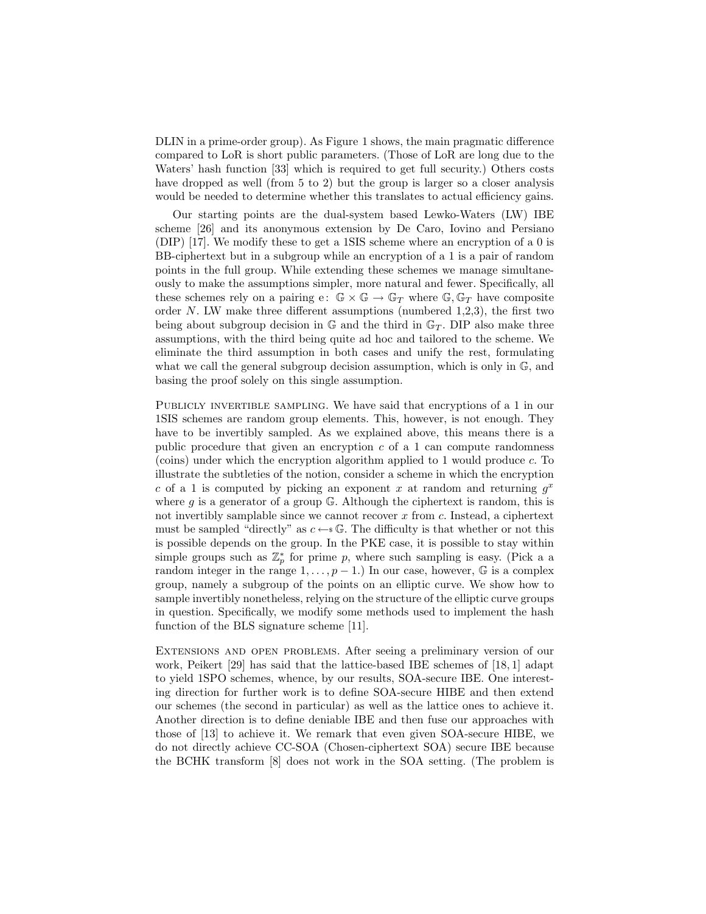DLIN in a prime-order group). As Figure 1 shows, the main pragmatic difference compared to LoR is short public parameters. (Those of LoR are long due to the Waters' hash function [33] which is required to get full security.) Others costs have dropped as well (from 5 to 2) but the group is larger so a closer analysis would be needed to determine whether this translates to actual efficiency gains.

Our starting points are the dual-system based Lewko-Waters (LW) IBE scheme [26] and its anonymous extension by De Caro, Iovino and Persiano (DIP) [17]. We modify these to get a 1SIS scheme where an encryption of a 0 is BB-ciphertext but in a subgroup while an encryption of a 1 is a pair of random points in the full group. While extending these schemes we manage simultaneously to make the assumptions simpler, more natural and fewer. Specifically, all these schemes rely on a pairing $\mathrm{e}\colon \mathbb{G} \times \mathbb{G} \to \mathbb{G}_T$ where $\mathbb{G}, \mathbb{G}_T$ have composite order $N$. LW make three different assumptions (numbered 1,2,3), the first two being about subgroup decision in $\mathbb{G}$ and the third in $\mathbb{G}_T$. DIP also make three assumptions, with the third being quite ad hoc and tailored to the scheme. We eliminate the third assumption in both cases and unify the rest, formulating what we call the general subgroup decision assumption, which is only in $\mathbb{G}$, and basing the proof solely on this single assumption.

Publicly invertible sampling. We have said that encryptions of a 1 in our 1SIS schemes are random group elements. This, however, is not enough. They have to be invertibly sampled. As we explained above, this means there is a public procedure that given an encryption $c$ of a 1 can compute randomness (coins) under which the encryption algorithm applied to 1 would produce $c$. To illustrate the subtleties of the notion, consider a scheme in which the encryption $c$ of a 1 is computed by picking an exponent $x$ at random and returning $g^x$ where $g$ is a generator of a group $\mathbb{G}$. Although the ciphertext is random, this is not invertibly samplable since we cannot recover $x$ from $c$. Instead, a ciphertext must be sampled "directly" as $c \leftarrow\!\!\$\, \mathbb{G}$. The difficulty is that whether or not this is possible depends on the group. In the PKE case, it is possible to stay within simple groups such as $\mathbb{Z}_p^*$ for prime $p$, where such sampling is easy. (Pick a a random integer in the range $1, \ldots, p-1$.) In our case, however, $\mathbb{G}$ is a complex group, namely a subgroup of the points on an elliptic curve. We show how to sample invertibly nonetheless, relying on the structure of the elliptic curve groups in question. Specifically, we modify some methods used to implement the hash function of the BLS signature scheme [11].

Extensions and open problems. After seeing a preliminary version of our work, Peikert [29] has said that the lattice-based IBE schemes of [18, 1] adapt to yield 1SPO schemes, whence, by our results, SOA-secure IBE. One interesting direction for further work is to define SOA-secure HIBE and then extend our schemes (the second in particular) as well as the lattice ones to achieve it. Another direction is to define deniable IBE and then fuse our approaches with those of [13] to achieve it. We remark that even given SOA-secure HIBE, we do not directly achieve CC-SOA (Chosen-ciphertext SOA) secure IBE because the BCHK transform [8] does not work in the SOA setting. (The problem is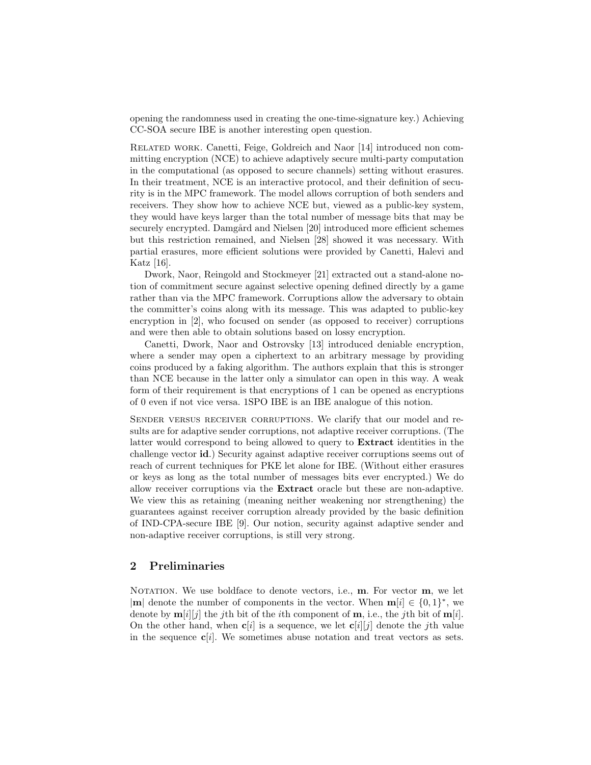opening the randomness used in creating the one-time-signature key.) Achieving CC-SOA secure IBE is another interesting open question.

Related work. Canetti, Feige, Goldreich and Naor [14] introduced non committing encryption (NCE) to achieve adaptively secure multi-party computation in the computational (as opposed to secure channels) setting without erasures. In their treatment, NCE is an interactive protocol, and their definition of security is in the MPC framework. The model allows corruption of both senders and receivers. They show how to achieve NCE but, viewed as a public-key system, they would have keys larger than the total number of message bits that may be securely encrypted. Damgård and Nielsen [20] introduced more efficient schemes but this restriction remained, and Nielsen [28] showed it was necessary. With partial erasures, more efficient solutions were provided by Canetti, Halevi and Katz [16].

Dwork, Naor, Reingold and Stockmeyer [21] extracted out a stand-alone notion of commitment secure against selective opening defined directly by a game rather than via the MPC framework. Corruptions allow the adversary to obtain the committer's coins along with its message. This was adapted to public-key encryption in [2], who focused on sender (as opposed to receiver) corruptions and were then able to obtain solutions based on lossy encryption.

Canetti, Dwork, Naor and Ostrovsky [13] introduced deniable encryption, where a sender may open a ciphertext to an arbitrary message by providing coins produced by a faking algorithm. The authors explain that this is stronger than NCE because in the latter only a simulator can open in this way. A weak form of their requirement is that encryptions of 1 can be opened as encryptions of 0 even if not vice versa. 1SPO IBE is an IBE analogue of this notion.

Sender versus receiver corruptions. We clarify that our model and results are for adaptive sender corruptions, not adaptive receiver corruptions. (The latter would correspond to being allowed to query to **Extract** identities in the challenge vector **id**.) Security against adaptive receiver corruptions seems out of reach of current techniques for PKE let alone for IBE. (Without either erasures or keys as long as the total number of messages bits ever encrypted.) We do allow receiver corruptions via the **Extract** oracle but these are non-adaptive. We view this as retaining (meaning neither weakening nor strengthening) the guarantees against receiver corruption already provided by the basic definition of IND-CPA-secure IBE [9]. Our notion, security against adaptive sender and non-adaptive receiver corruptions, is still very strong.

## 2 Preliminaries

Notation. We use boldface to denote vectors, i.e., $\mathbf{m}$. For vector $\mathbf{m}$, we let $|\mathbf{m}|$ denote the number of components in the vector. When $\mathbf{m}[i] \in \{0,1\}^*$, we denote by $\mathbf{m}[i][j]$ the $j$th bit of the $i$th component of $\mathbf{m}$, i.e., the $j$th bit of $\mathbf{m}[i]$. On the other hand, when $\mathbf{c}[i]$ is a sequence, we let $\mathbf{c}[i][j]$ denote the $j$th value in the sequence $\mathbf{c}[i]$. We sometimes abuse notation and treat vectors as sets.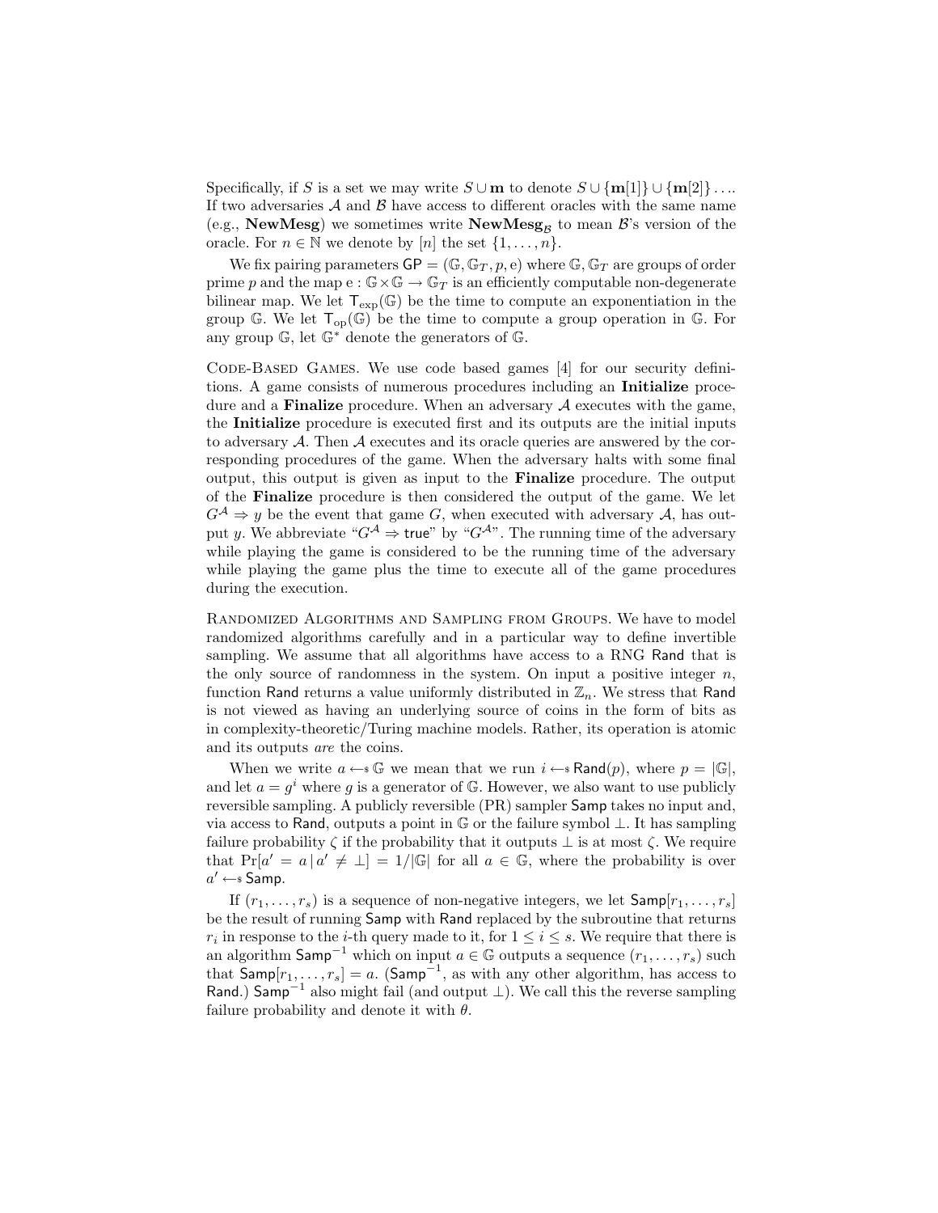Specifically, if $S$ is a set we may write $S \cup \mathbf{m}$ to denote $S \cup \{\mathbf{m}[1]\} \cup \{\mathbf{m}[2]\} \ldots$. If two adversaries $\mathcal{A}$ and $\mathcal{B}$ have access to different oracles with the same name (e.g., **NewMesg**) we sometimes write $\mathbf{NewMesg}_{\mathcal{B}}$ to mean $\mathcal{B}$'s version of the oracle. For $n \in \mathbb{N}$ we denote by $[n]$ the set $\{1, \ldots, n\}$.

We fix pairing parameters $\mathsf{GP} = (\mathbb{G}, \mathbb{G}_T, p, \mathrm{e})$ where $\mathbb{G}, \mathbb{G}_T$ are groups of order prime $p$ and the map $\mathrm{e} : \mathbb{G} \times \mathbb{G} \to \mathbb{G}_T$ is an efficiently computable non-degenerate bilinear map. We let $\mathsf{T}_{\exp}(\mathbb{G})$ be the time to compute an exponentiation in the group $\mathbb{G}$. We let $\mathsf{T}_{\mathrm{op}}(\mathbb{G})$ be the time to compute a group operation in $\mathbb{G}$. For any group $\mathbb{G}$, let $\mathbb{G}^*$ denote the generators of $\mathbb{G}$.

Code-Based Games. We use code based games [4] for our security definitions. A game consists of numerous procedures including an **Initialize** procedure and a **Finalize** procedure. When an adversary $\mathcal{A}$ executes with the game, the **Initialize** procedure is executed first and its outputs are the initial inputs to adversary $\mathcal{A}$. Then $\mathcal{A}$ executes and its oracle queries are answered by the corresponding procedures of the game. When the adversary halts with some final output, this output is given as input to the **Finalize** procedure. The output of the **Finalize** procedure is then considered the output of the game. We let $G^{\mathcal{A}} \Rightarrow y$ be the event that game $G$, when executed with adversary $\mathcal{A}$, has output $y$. We abbreviate "$G^{\mathcal{A}} \Rightarrow \mathsf{true}$" by "$G^{\mathcal{A}}$". The running time of the adversary while playing the game is considered to be the running time of the adversary while playing the game plus the time to execute all of the game procedures during the execution.

Randomized Algorithms and Sampling from Groups. We have to model randomized algorithms carefully and in a particular way to define invertible sampling. We assume that all algorithms have access to a RNG $\mathsf{Rand}$ that is the only source of randomness in the system. On input a positive integer $n$, function $\mathsf{Rand}$ returns a value uniformly distributed in $\mathbb{Z}_n$. We stress that $\mathsf{Rand}$ is not viewed as having an underlying source of coins in the form of bits as in complexity-theoretic/Turing machine models. Rather, its operation is atomic and its outputs *are* the coins.

When we write $a \leftarrow\!\!\$\ \mathbb{G}$ we mean that we run $i \leftarrow\!\!\$\ \mathsf{Rand}(p)$, where $p = |\mathbb{G}|$, and let $a = g^i$ where $g$ is a generator of $\mathbb{G}$. However, we also want to use publicly reversible sampling. A publicly reversible (PR) sampler $\mathsf{Samp}$ takes no input and, via access to $\mathsf{Rand}$, outputs a point in $\mathbb{G}$ or the failure symbol $\perp$. It has sampling failure probability $\zeta$ if the probability that it outputs $\perp$ is at most $\zeta$. We require that $\Pr[a' = a \,|\, a' \neq \perp] = 1/|\mathbb{G}|$ for all $a \in \mathbb{G}$, where the probability is over $a' \leftarrow\!\!\$\ \mathsf{Samp}$.

If $(r_1, \ldots, r_s)$ is a sequence of non-negative integers, we let $\mathsf{Samp}[r_1, \ldots, r_s]$ be the result of running $\mathsf{Samp}$ with $\mathsf{Rand}$ replaced by the subroutine that returns $r_i$ in response to the $i$-th query made to it, for $1 \leq i \leq s$. We require that there is an algorithm $\mathsf{Samp}^{-1}$ which on input $a \in \mathbb{G}$ outputs a sequence $(r_1, \ldots, r_s)$ such that $\mathsf{Samp}[r_1, \ldots, r_s] = a$. ($\mathsf{Samp}^{-1}$, as with any other algorithm, has access to $\mathsf{Rand}$.) $\mathsf{Samp}^{-1}$ also might fail (and output $\perp$). We call this the reverse sampling failure probability and denote it with $\theta$.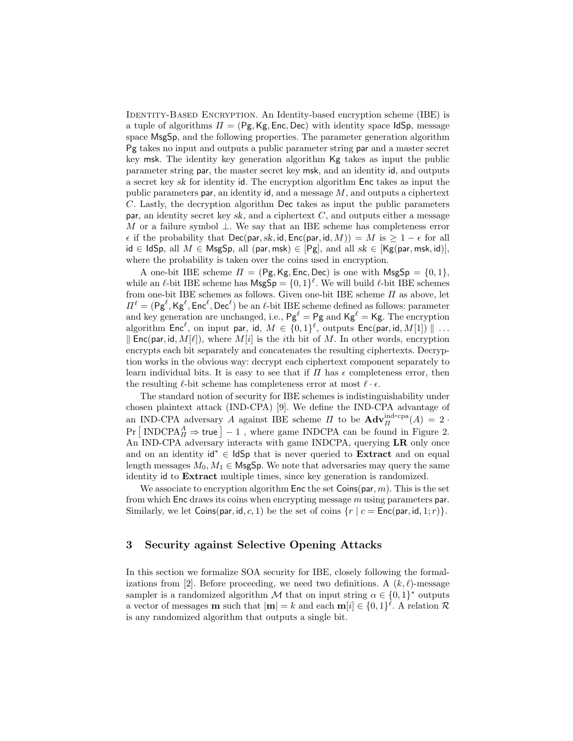Identity-Based Encryption. An Identity-based encryption scheme (IBE) is a tuple of algorithms $\Pi = (\mathsf{Pg}, \mathsf{Kg}, \mathsf{Enc}, \mathsf{Dec})$ with identity space $\mathsf{IdSp}$, message space $\mathsf{MsgSp}$, and the following properties. The parameter generation algorithm $\mathsf{Pg}$ takes no input and outputs a public parameter string $\mathsf{par}$ and a master secret key $\mathsf{msk}$. The identity key generation algorithm $\mathsf{Kg}$ takes as input the public parameter string $\mathsf{par}$, the master secret key $\mathsf{msk}$, and an identity $\mathsf{id}$, and outputs a secret key $sk$ for identity $\mathsf{id}$. The encryption algorithm $\mathsf{Enc}$ takes as input the public parameters $\mathsf{par}$, an identity $\mathsf{id}$, and a message $M$, and outputs a ciphertext $C$. Lastly, the decryption algorithm $\mathsf{Dec}$ takes as input the public parameters $\mathsf{par}$, an identity secret key $sk$, and a ciphertext $C$, and outputs either a message $M$ or a failure symbol $\perp$. We say that an IBE scheme has completeness error $\epsilon$ if the probability that $\mathsf{Dec}(\mathsf{par}, sk, \mathsf{id}, \mathsf{Enc}(\mathsf{par}, \mathsf{id}, M)) = M$ is $\geq 1 - \epsilon$ for all $\mathsf{id} \in \mathsf{IdSp}$, all $M \in \mathsf{MsgSp}$, all $(\mathsf{par}, \mathsf{msk}) \in [\mathsf{Pg}]$, and all $sk \in [\mathsf{Kg}(\mathsf{par}, \mathsf{msk}, \mathsf{id})]$, where the probability is taken over the coins used in encryption.

A one-bit IBE scheme $\Pi = (\mathsf{Pg}, \mathsf{Kg}, \mathsf{Enc}, \mathsf{Dec})$ is one with $\mathsf{MsgSp} = \{0, 1\}$, while an $\ell$-bit IBE scheme has $\mathsf{MsgSp} = \{0, 1\}^\ell$. We will build $\ell$-bit IBE schemes from one-bit IBE schemes as follows. Given one-bit IBE scheme $\Pi$ as above, let $\Pi^\ell = (\mathsf{Pg}^\ell, \mathsf{Kg}^\ell, \mathsf{Enc}^\ell, \mathsf{Dec}^\ell)$ be an $\ell$-bit IBE scheme defined as follows: parameter and key generation are unchanged, i.e., $\mathsf{Pg}^\ell = \mathsf{Pg}$ and $\mathsf{Kg}^\ell = \mathsf{Kg}$. The encryption algorithm $\mathsf{Enc}^\ell$, on input $\mathsf{par}$, $\mathsf{id}$, $M \in \{0, 1\}^\ell$, outputs $\mathsf{Enc}(\mathsf{par}, \mathsf{id}, M[1]) \parallel \ldots \parallel \mathsf{Enc}(\mathsf{par}, \mathsf{id}, M[\ell])$, where $M[i]$ is the $i$th bit of $M$. In other words, encryption encrypts each bit separately and concatenates the resulting ciphertexts. Decryption works in the obvious way: decrypt each ciphertext component separately to learn individual bits. It is easy to see that if $\Pi$ has $\epsilon$ completeness error, then the resulting $\ell$-bit scheme has completeness error at most $\ell \cdot \epsilon$.

The standard notion of security for IBE schemes is indistinguishability under chosen plaintext attack (IND-CPA) [9]. We define the IND-CPA advantage of an IND-CPA adversary $A$ against IBE scheme $\Pi$ to be $\mathbf{Adv}^{\text{ind-cpa}}_{\Pi}(A) = 2 \cdot \Pr\left[\, \text{INDCPA}^A_\Pi \Rightarrow \mathsf{true} \,\right] - 1$ , where game INDCPA can be found in Figure 2. An IND-CPA adversary interacts with game INDCPA, querying **LR** only once and on an identity $\mathsf{id}^* \in \mathsf{IdSp}$ that is never queried to **Extract** and on equal length messages $M_0, M_1 \in \mathsf{MsgSp}$. We note that adversaries may query the same identity $\mathsf{id}$ to **Extract** multiple times, since key generation is randomized.

We associate to encryption algorithm $\mathsf{Enc}$ the set $\mathsf{Coins}(\mathsf{par}, m)$. This is the set from which $\mathsf{Enc}$ draws its coins when encrypting message $m$ using parameters $\mathsf{par}$. Similarly, we let $\mathsf{Coins}(\mathsf{par}, \mathsf{id}, c, 1)$ be the set of coins $\{r \mid c = \mathsf{Enc}(\mathsf{par}, \mathsf{id}, 1; r)\}$.

## 3 Security against Selective Opening Attacks

In this section we formalize SOA security for IBE, closely following the formalizations from [2]. Before proceeding, we need two definitions. A $(k, \ell)$-message sampler is a randomized algorithm $\mathcal{M}$ that on input string $\alpha \in \{0, 1\}^*$ outputs a vector of messages $\mathbf{m}$ such that $|\mathbf{m}| = k$ and each $\mathbf{m}[i] \in \{0, 1\}^\ell$. A relation $\mathcal{R}$ is any randomized algorithm that outputs a single bit.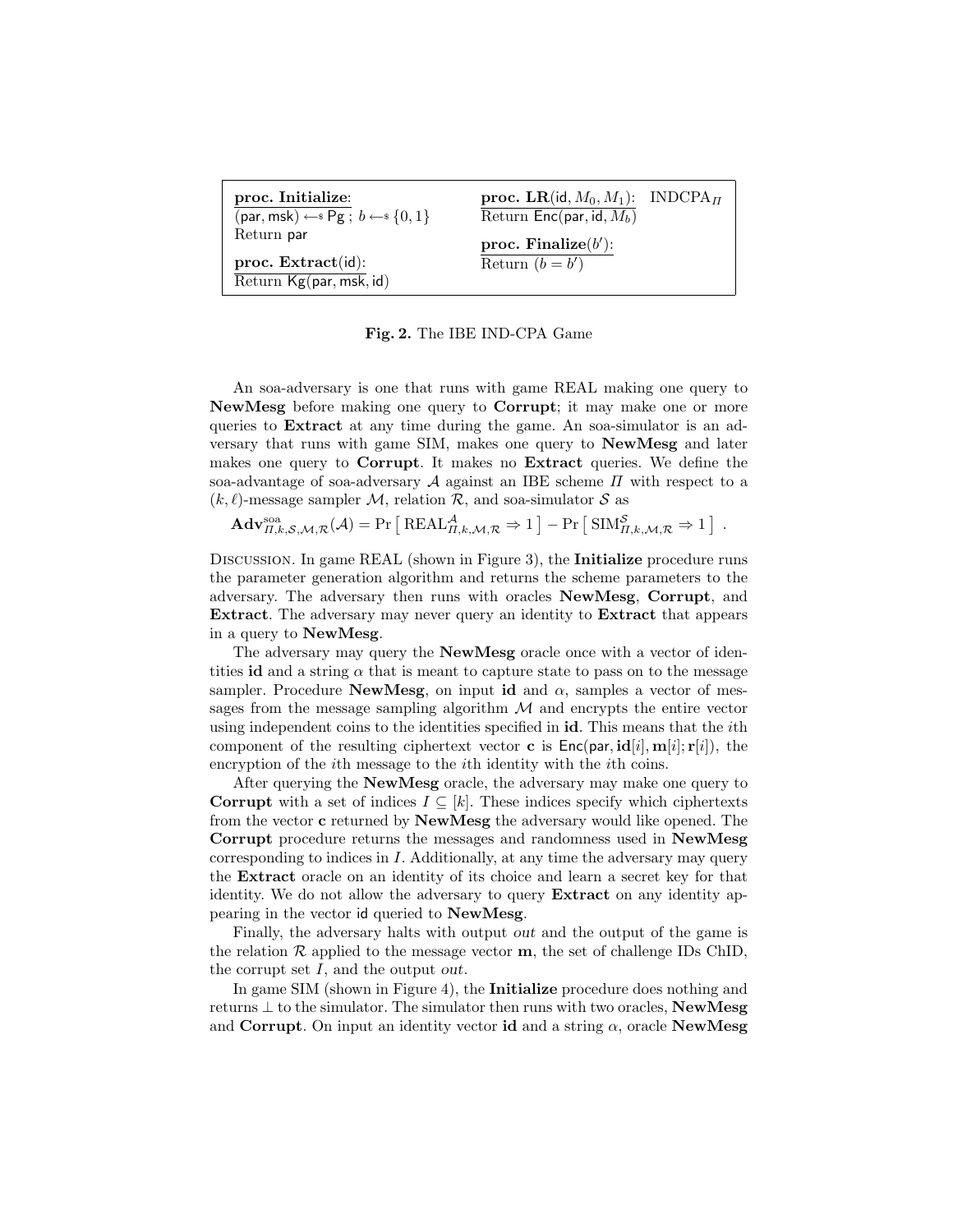**proc. Initialize**:
$(\mathsf{par}, \mathsf{msk}) \leftarrow\!\!\$\ \mathsf{Pg}$ ; $b \leftarrow\!\!\$\ \{0,1\}$
Return par

**proc. Extract**(id):
Return $\mathsf{Kg}(\mathsf{par}, \mathsf{msk}, \mathsf{id})$

**proc. LR**(id, $M_0, M_1$): INDCPA$_{\Pi}$
Return $\mathsf{Enc}(\mathsf{par}, \mathsf{id}, M_b)$

**proc. Finalize**($b'$):
Return $(b = b')$

**Fig. 2.** The IBE IND-CPA Game

An soa-adversary is one that runs with game REAL making one query to **NewMesg** before making one query to **Corrupt**; it may make one or more queries to **Extract** at any time during the game. An soa-simulator is an adversary that runs with game SIM, makes one query to **NewMesg** and later makes one query to **Corrupt**. It makes no **Extract** queries. We define the soa-advantage of soa-adversary $\mathcal{A}$ against an IBE scheme $\Pi$ with respect to a $(k, \ell)$-message sampler $\mathcal{M}$, relation $\mathcal{R}$, and soa-simulator $\mathcal{S}$ as

$$\mathbf{Adv}^{\mathrm{soa}}_{\Pi,k,\mathcal{S},\mathcal{M},\mathcal{R}}(\mathcal{A}) = \Pr\left[\,\mathrm{REAL}^{\mathcal{A}}_{\Pi,k,\mathcal{M},\mathcal{R}} \Rightarrow 1\,\right] - \Pr\left[\,\mathrm{SIM}^{\mathcal{S}}_{\Pi,k,\mathcal{M},\mathcal{R}} \Rightarrow 1\,\right] .$$

Discussion. In game REAL (shown in Figure 3), the **Initialize** procedure runs the parameter generation algorithm and returns the scheme parameters to the adversary. The adversary then runs with oracles **NewMesg**, **Corrupt**, and **Extract**. The adversary may never query an identity to **Extract** that appears in a query to **NewMesg**.

The adversary may query the **NewMesg** oracle once with a vector of identities **id** and a string $\alpha$ that is meant to capture state to pass on to the message sampler. Procedure **NewMesg**, on input **id** and $\alpha$, samples a vector of messages from the message sampling algorithm $\mathcal{M}$ and encrypts the entire vector using independent coins to the identities specified in **id**. This means that the $i$th component of the resulting ciphertext vector $\mathbf{c}$ is $\mathsf{Enc}(\mathsf{par}, \mathbf{id}[i], \mathbf{m}[i]; \mathbf{r}[i])$, the encryption of the $i$th message to the $i$th identity with the $i$th coins.

After querying the **NewMesg** oracle, the adversary may make one query to **Corrupt** with a set of indices $I \subseteq [k]$. These indices specify which ciphertexts from the vector $\mathbf{c}$ returned by **NewMesg** the adversary would like opened. The **Corrupt** procedure returns the messages and randomness used in **NewMesg** corresponding to indices in $I$. Additionally, at any time the adversary may query the **Extract** oracle on an identity of its choice and learn a secret key for that identity. We do not allow the adversary to query **Extract** on any identity appearing in the vector id queried to **NewMesg**.

Finally, the adversary halts with output *out* and the output of the game is the relation $\mathcal{R}$ applied to the message vector $\mathbf{m}$, the set of challenge IDs ChID, the corrupt set $I$, and the output *out*.

In game SIM (shown in Figure 4), the **Initialize** procedure does nothing and returns $\perp$ to the simulator. The simulator then runs with two oracles, **NewMesg** and **Corrupt**. On input an identity vector **id** and a string $\alpha$, oracle **NewMesg**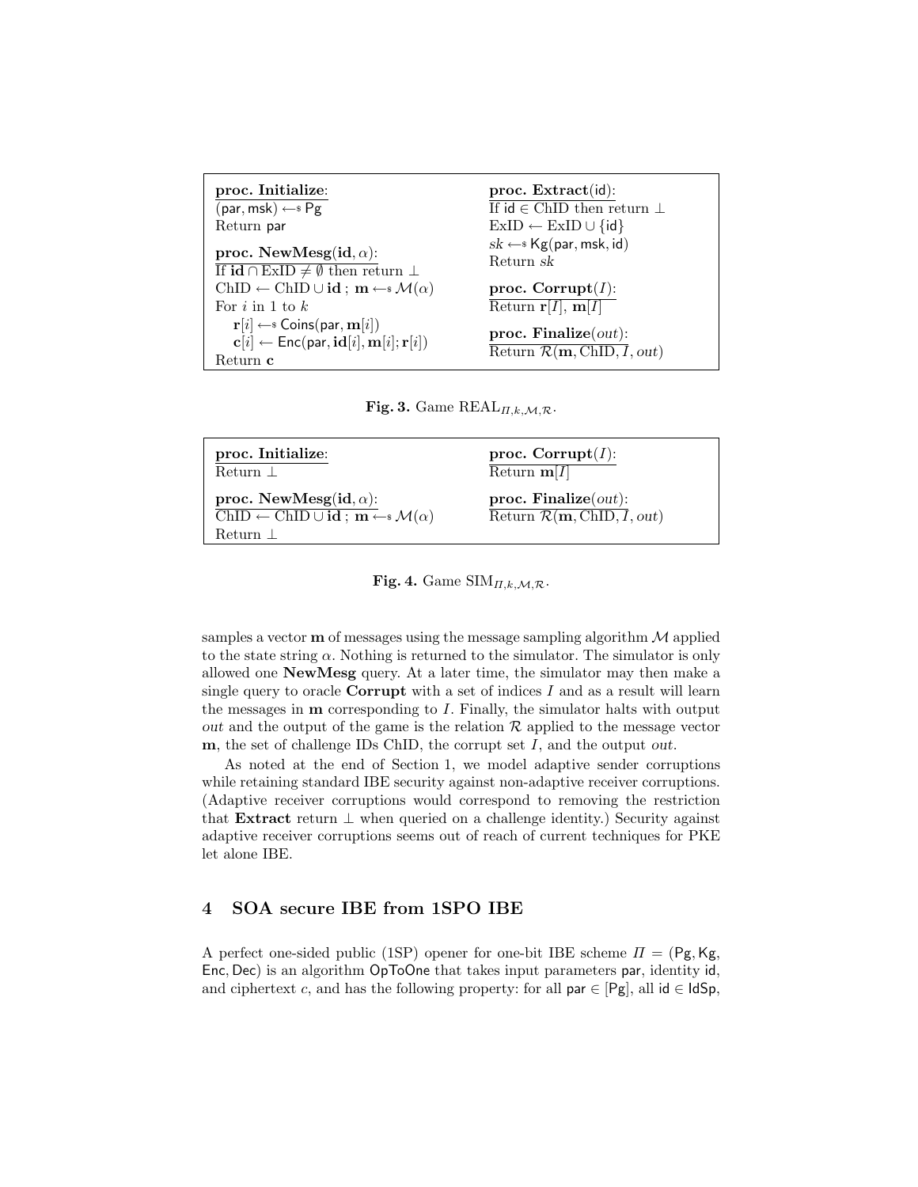```
proc. Initialize:
(par, msk) ←$ Pg
Return par

proc. NewMesg(id, α):
If id ∩ ExID ≠ ∅ then return ⊥
ChID ← ChID ∪ id ; m ←$ M(α)
For i in 1 to k
    r[i] ←$ Coins(par, m[i])
    c[i] ← Enc(par, id[i], m[i]; r[i])
Return c

proc. Extract(id):
If id ∈ ChID then return ⊥
ExID ← ExID ∪ {id}
sk ←$ Kg(par, msk, id)
Return sk

proc. Corrupt(I):
Return r[I], m[I]

proc. Finalize(out):
Return R(m, ChID, I, out)
```

**Fig. 3.** Game $\mathrm{REAL}_{\Pi,k,\mathcal{M},\mathcal{R}}$.

```
proc. Initialize:
Return ⊥

proc. NewMesg(id, α):
ChID ← ChID ∪ id ; m ←$ M(α)
Return ⊥

proc. Corrupt(I):
Return m[I]

proc. Finalize(out):
Return R(m, ChID, I, out)
```

**Fig. 4.** Game $\mathrm{SIM}_{\Pi,k,\mathcal{M},\mathcal{R}}$.

samples a vector $\mathbf{m}$ of messages using the message sampling algorithm $\mathcal{M}$ applied to the state string $\alpha$. Nothing is returned to the simulator. The simulator is only allowed one **NewMesg** query. At a later time, the simulator may then make a single query to oracle **Corrupt** with a set of indices $I$ and as a result will learn the messages in $\mathbf{m}$ corresponding to $I$. Finally, the simulator halts with output *out* and the output of the game is the relation $\mathcal{R}$ applied to the message vector $\mathbf{m}$, the set of challenge IDs ChID, the corrupt set $I$, and the output *out*.

As noted at the end of Section 1, we model adaptive sender corruptions while retaining standard IBE security against non-adaptive receiver corruptions. (Adaptive receiver corruptions would correspond to removing the restriction that **Extract** return $\perp$ when queried on a challenge identity.) Security against adaptive receiver corruptions seems out of reach of current techniques for PKE let alone IBE.

## 4 SOA secure IBE from 1SPO IBE

A perfect one-sided public (1SP) opener for one-bit IBE scheme $\Pi = (\mathsf{Pg}, \mathsf{Kg}, \mathsf{Enc}, \mathsf{Dec})$ is an algorithm $\mathsf{OpToOne}$ that takes input parameters $\mathsf{par}$, identity $\mathsf{id}$, and ciphertext $c$, and has the following property: for all $\mathsf{par} \in [\mathsf{Pg}]$, all $\mathsf{id} \in \mathsf{IdSp}$,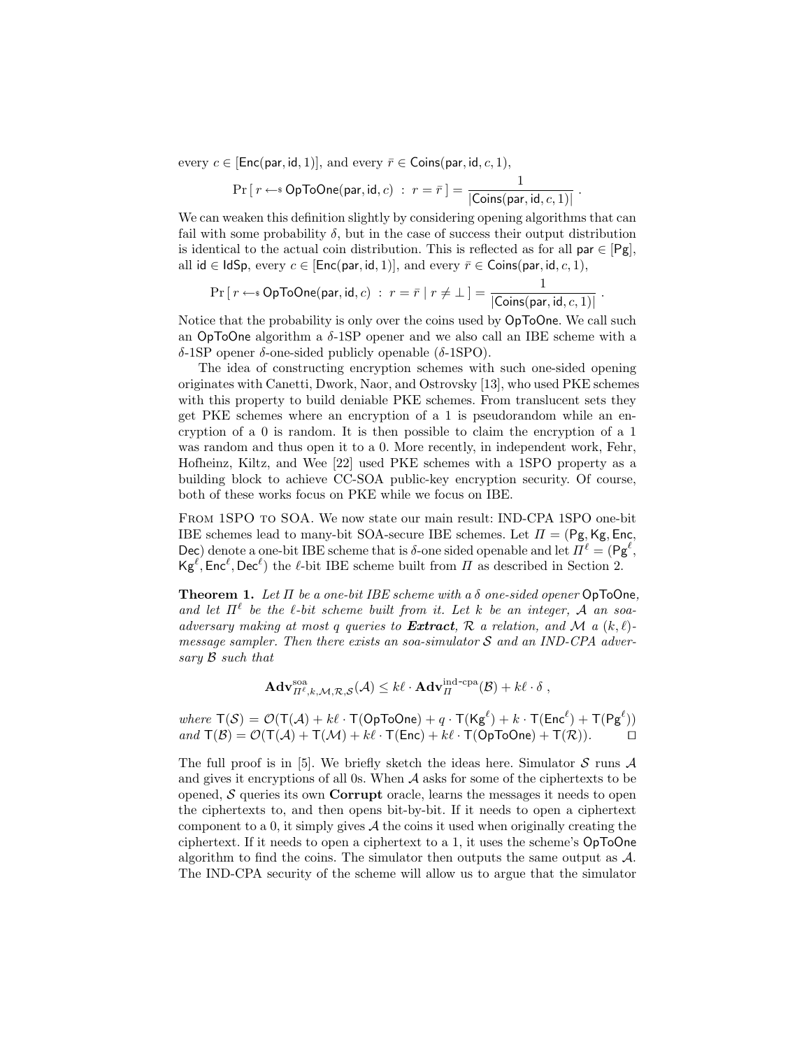every $c \in [\mathsf{Enc}(\mathsf{par}, \mathsf{id}, 1)]$, and every $\bar{r} \in \mathsf{Coins}(\mathsf{par}, \mathsf{id}, c, 1)$,

$$\Pr\left[\, r \leftarrow\!\!\$\ \mathsf{OpToOne}(\mathsf{par}, \mathsf{id}, c) \;:\; r = \bar{r} \,\right] = \frac{1}{|\mathsf{Coins}(\mathsf{par}, \mathsf{id}, c, 1)|} \;.$$

We can weaken this definition slightly by considering opening algorithms that can fail with some probability $\delta$, but in the case of success their output distribution is identical to the actual coin distribution. This is reflected as for all $\mathsf{par} \in [\mathsf{Pg}]$, all $\mathsf{id} \in \mathsf{IdSp}$, every $c \in [\mathsf{Enc}(\mathsf{par}, \mathsf{id}, 1)]$, and every $\bar{r} \in \mathsf{Coins}(\mathsf{par}, \mathsf{id}, c, 1)$,

$$\Pr\left[\, r \leftarrow\!\!\$\ \mathsf{OpToOne}(\mathsf{par}, \mathsf{id}, c) \;:\; r = \bar{r} \mid r \neq \bot \,\right] = \frac{1}{|\mathsf{Coins}(\mathsf{par}, \mathsf{id}, c, 1)|} \;.$$

Notice that the probability is only over the coins used by $\mathsf{OpToOne}$. We call such an $\mathsf{OpToOne}$ algorithm a $\delta$-1SP opener and we also call an IBE scheme with a $\delta$-1SP opener $\delta$-one sided publicly openable ($\delta$-1SPO).

The idea of constructing encryption schemes with such one-sided opening originates with Canetti, Dwork, Naor, and Ostrovsky [13], who used PKE schemes with this property to build deniable PKE schemes. From translucent sets they get PKE schemes where an encryption of a 1 is pseudorandom while an encryption of a 0 is random. It is then possible to claim the encryption of a 1 was random and thus open it to a 0. More recently, in independent work, Fehr, Hofheinz, Kiltz, and Wee [22] used PKE schemes with a 1SPO property as a building block to achieve CC-SOA public-key encryption security. Of course, both of these works focus on PKE while we focus on IBE.

From 1SPO to SOA. We now state our main result: IND-CPA 1SPO one-bit IBE schemes lead to many-bit SOA-secure IBE schemes. Let $\Pi = (\mathsf{Pg}, \mathsf{Kg}, \mathsf{Enc}, \mathsf{Dec})$ denote a one-bit IBE scheme that is $\delta$-one sided openable and let $\Pi^\ell = (\mathsf{Pg}^\ell, \mathsf{Kg}^\ell, \mathsf{Enc}^\ell, \mathsf{Dec}^\ell)$ the $\ell$-bit IBE scheme built from $\Pi$ as described in Section 2.

**Theorem 1.** *Let $\Pi$ be a one-bit IBE scheme with a $\delta$ one-sided opener $\mathsf{OpToOne}$, and let $\Pi^\ell$ be the $\ell$-bit scheme built from it. Let $k$ be an integer, $\mathcal{A}$ an soa-adversary making at most $q$ queries to* ***Extract****, $\mathcal{R}$ a relation, and $\mathcal{M}$ a $(k, \ell)$-message sampler. Then there exists an soa-simulator $\mathcal{S}$ and an IND-CPA adversary $\mathcal{B}$ such that*

$$\mathbf{Adv}^{\mathrm{soa}}_{\Pi^\ell,k,\mathcal{M},\mathcal{R},\mathcal{S}}(\mathcal{A}) \leq k\ell \cdot \mathbf{Adv}^{\mathrm{ind\text{-}cpa}}_{\Pi}(\mathcal{B}) + k\ell \cdot \delta \;,$$

*where* $\mathsf{T}(\mathcal{S}) = \mathcal{O}(\mathsf{T}(\mathcal{A}) + k\ell \cdot \mathsf{T}(\mathsf{OpToOne}) + q \cdot \mathsf{T}(\mathsf{Kg}^\ell) + k \cdot \mathsf{T}(\mathsf{Enc}^\ell) + \mathsf{T}(\mathsf{Pg}^\ell))$ *and* $\mathsf{T}(\mathcal{B}) = \mathcal{O}(\mathsf{T}(\mathcal{A}) + \mathsf{T}(\mathcal{M}) + k\ell \cdot \mathsf{T}(\mathsf{Enc}) + k\ell \cdot \mathsf{T}(\mathsf{OpToOne}) + \mathsf{T}(\mathcal{R}))$. $\square$

The full proof is in [5]. We briefly sketch the ideas here. Simulator $\mathcal{S}$ runs $\mathcal{A}$ and gives it encryptions of all 0s. When $\mathcal{A}$ asks for some of the ciphertexts to be opened, $\mathcal{S}$ queries its own **Corrupt** oracle, learns the messages it needs to open the ciphertexts to, and then opens bit-by-bit. If it needs to open a ciphertext component to a 0, it simply gives $\mathcal{A}$ the coins it used when originally creating the ciphertext. If it needs to open a ciphertext to a 1, it uses the scheme's $\mathsf{OpToOne}$ algorithm to find the coins. The simulator then outputs the same output as $\mathcal{A}$. The IND-CPA security of the scheme will allow us to argue that the simulator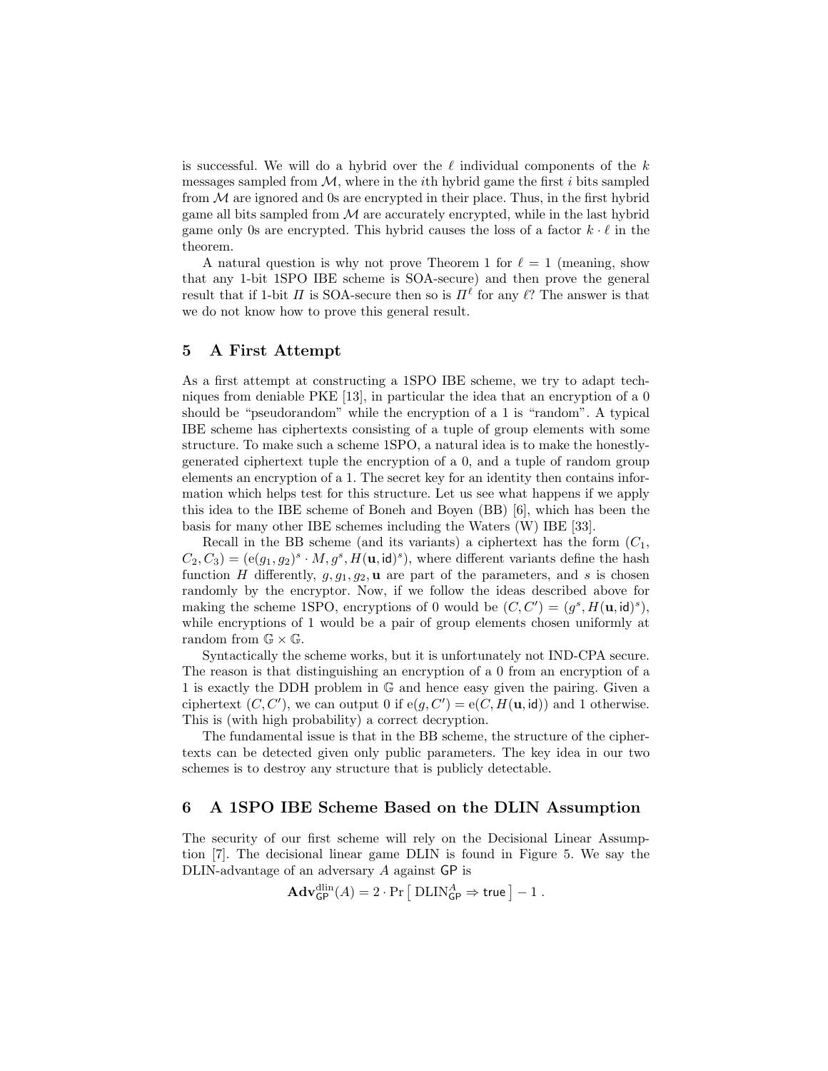is successful. We will do a hybrid over the $\ell$ individual components of the $k$ messages sampled from $\mathcal{M}$, where in the $i$th hybrid game the first $i$ bits sampled from $\mathcal{M}$ are ignored and 0s are encrypted in their place. Thus, in the first hybrid game all bits sampled from $\mathcal{M}$ are accurately encrypted, while in the last hybrid game only 0s are encrypted. This hybrid causes the loss of a factor $k \cdot \ell$ in the theorem.

A natural question is why not prove Theorem 1 for $\ell = 1$ (meaning, show that any 1-bit 1SPO IBE scheme is SOA-secure) and then prove the general result that if 1-bit $\Pi$ is SOA-secure then so is $\Pi^\ell$ for any $\ell$? The answer is that we do not know how to prove this general result.

## 5 A First Attempt

As a first attempt at constructing a 1SPO IBE scheme, we try to adapt techniques from deniable PKE [13], in particular the idea that an encryption of a 0 should be "pseudorandom" while the encryption of a 1 is "random". A typical IBE scheme has ciphertexts consisting of a tuple of group elements with some structure. To make such a scheme 1SPO, a natural idea is to make the honestly-generated ciphertext tuple the encryption of a 0, and a tuple of random group elements an encryption of a 1. The secret key for an identity then contains information which helps test for this structure. Let us see what happens if we apply this idea to the IBE scheme of Boneh and Boyen (BB) [6], which has been the basis for many other IBE schemes including the Waters (W) IBE [33].

Recall in the BB scheme (and its variants) a ciphertext has the form $(C_1, C_2, C_3) = (\mathrm{e}(g_1, g_2)^s \cdot M, g^s, H(\mathbf{u}, \mathsf{id})^s)$, where different variants define the hash function $H$ differently, $g, g_1, g_2, \mathbf{u}$ are part of the parameters, and $s$ is chosen randomly by the encryptor. Now, if we follow the ideas described above for making the scheme 1SPO, encryptions of 0 would be $(C, C') = (g^s, H(\mathbf{u}, \mathsf{id})^s)$, while encryptions of 1 would be a pair of group elements chosen uniformly at random from $\mathbb{G} \times \mathbb{G}$.

Syntactically the scheme works, but it is unfortunately not IND-CPA secure. The reason is that distinguishing an encryption of a 0 from an encryption of a 1 is exactly the DDH problem in $\mathbb{G}$ and hence easy given the pairing. Given a ciphertext $(C, C')$, we can output 0 if $\mathrm{e}(g, C') = \mathrm{e}(C, H(\mathbf{u}, \mathsf{id}))$ and 1 otherwise. This is (with high probability) a correct decryption.

The fundamental issue is that in the BB scheme, the structure of the ciphertexts can be detected given only public parameters. The key idea in our two schemes is to destroy any structure that is publicly detectable.

## 6 A 1SPO IBE Scheme Based on the DLIN Assumption

The security of our first scheme will rely on the Decisional Linear Assumption [7]. The decisional linear game DLIN is found in Figure 5. We say the DLIN-advantage of an adversary $A$ against $\mathsf{GP}$ is

$$\mathbf{Adv}^{\mathrm{dlin}}_{\mathsf{GP}}(A) = 2 \cdot \Pr\left[\, \mathrm{DLIN}^{A}_{\mathsf{GP}} \Rightarrow \mathsf{true} \,\right] - 1 \,.$$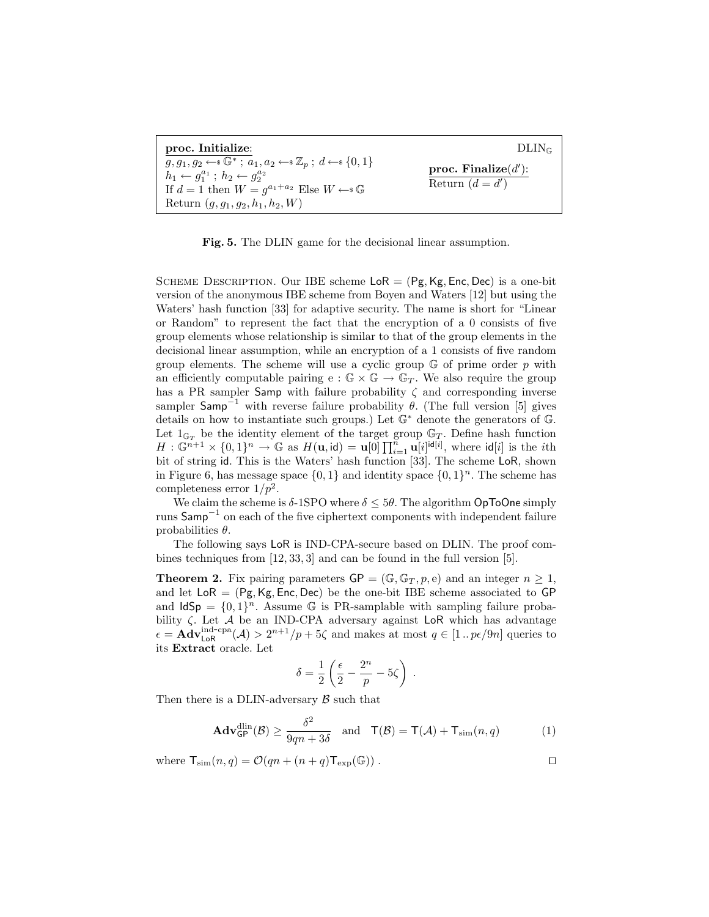```
proc. Initialize:                                        DLIN_G
g, g1, g2 ←$ G* ; a1, a2 ←$ Z_p ; d ←$ {0,1}
h1 ← g1^{a1} ; h2 ← g2^{a2}                              proc. Finalize(d'):
If d = 1 then W = g^{a1+a2} Else W ←$ G                  Return (d = d')
Return (g, g1, g2, h1, h2, W)
```

**Fig. 5.** The DLIN game for the decisional linear assumption.

Scheme Description. Our IBE scheme $\mathsf{LoR} = (\mathsf{Pg}, \mathsf{Kg}, \mathsf{Enc}, \mathsf{Dec})$ is a one-bit version of the anonymous IBE scheme from Boyen and Waters [12] but using the Waters' hash function [33] for adaptive security. The name is short for "Linear or Random" to represent the fact that the encryption of a 0 consists of five group elements whose relationship is similar to that of the group elements in the decisional linear assumption, while an encryption of a 1 consists of five random group elements. The scheme will use a cyclic group $\mathbb{G}$ of prime order $p$ with an efficiently computable pairing $\mathrm{e} : \mathbb{G} \times \mathbb{G} \to \mathbb{G}_T$. We also require the group has a PR sampler $\mathsf{Samp}$ with failure probability $\zeta$ and corresponding inverse sampler $\mathsf{Samp}^{-1}$ with reverse failure probability $\theta$. (The full version [5] gives details on how to instantiate such groups.) Let $\mathbb{G}^*$ denote the generators of $\mathbb{G}$. Let $1_{\mathbb{G}_T}$ be the identity element of the target group $\mathbb{G}_T$. Define hash function $H : \mathbb{G}^{n+1} \times \{0,1\}^n \to \mathbb{G}$ as $H(\mathbf{u}, \mathsf{id}) = \mathbf{u}[0] \prod_{i=1}^{n} \mathbf{u}[i]^{\mathsf{id}[i]}$, where $\mathsf{id}[i]$ is the $i$th bit of string $\mathsf{id}$. This is the Waters' hash function [33]. The scheme $\mathsf{LoR}$, shown in Figure 6, has message space $\{0,1\}$ and identity space $\{0,1\}^n$. The scheme has completeness error $1/p^2$.

We claim the scheme is $\delta$-1SPO where $\delta \leq 5\theta$. The algorithm $\mathsf{OpToOne}$ simply runs $\mathsf{Samp}^{-1}$ on each of the five ciphertext components with independent failure probabilities $\theta$.

The following says $\mathsf{LoR}$ is IND-CPA-secure based on DLIN. The proof combines techniques from [12, 33, 3] and can be found in the full version [5].

**Theorem 2.** *Fix pairing parameters $\mathsf{GP} = (\mathbb{G}, \mathbb{G}_T, p, \mathrm{e})$ and an integer $n \geq 1$, and let $\mathsf{LoR} = (\mathsf{Pg}, \mathsf{Kg}, \mathsf{Enc}, \mathsf{Dec})$ be the one-bit IBE scheme associated to $\mathsf{GP}$ and $\mathsf{IdSp} = \{0,1\}^n$. Assume $\mathbb{G}$ is PR-samplable with sampling failure probability $\zeta$. Let $\mathcal{A}$ be an IND-CPA adversary against $\mathsf{LoR}$ which has advantage $\epsilon = \mathbf{Adv}^{\text{ind-cpa}}_{\mathsf{LoR}}(\mathcal{A}) > 2^{n+1}/p + 5\zeta$ and makes at most $q \in [1 \,..\, p\epsilon/9n]$ queries to its* **Extract** *oracle. Let*

$$\delta = \frac{1}{2}\left(\frac{\epsilon}{2} - \frac{2^n}{p} - 5\zeta\right) .$$

*Then there is a DLIN-adversary $\mathcal{B}$ such that*

$$\mathbf{Adv}^{\text{dlin}}_{\mathsf{GP}}(\mathcal{B}) \geq \frac{\delta^2}{9qn + 3\delta} \quad \text{and} \quad \mathsf{T}(\mathcal{B}) = \mathsf{T}(\mathcal{A}) + \mathsf{T}_{\text{sim}}(n, q) \tag{1}$$

*where $\mathsf{T}_{\text{sim}}(n, q) = \mathcal{O}(qn + (n+q)\mathsf{T}_{\exp}(\mathbb{G}))$.* □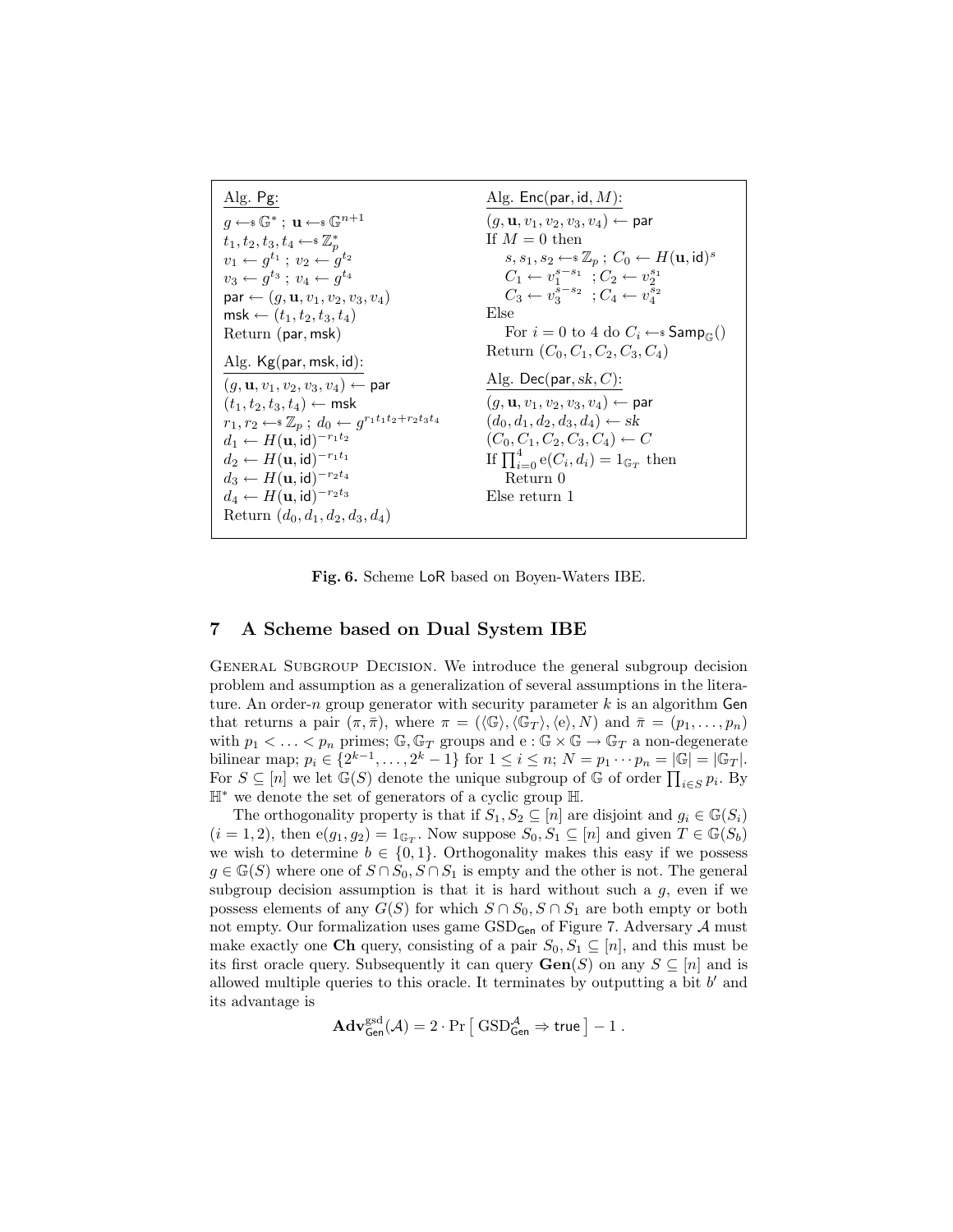```
Alg. Pg:
g ←$ 𝔾* ; u ←$ 𝔾^{n+1}
t1, t2, t3, t4 ←$ ℤ*_p
v1 ← g^{t1} ; v2 ← g^{t2}
v3 ← g^{t3} ; v4 ← g^{t4}
par ← (g, u, v1, v2, v3, v4)
msk ← (t1, t2, t3, t4)
Return (par, msk)

Alg. Kg(par, msk, id):
(g, u, v1, v2, v3, v4) ← par
(t1, t2, t3, t4) ← msk
r1, r2 ←$ ℤ_p ; d0 ← g^{r1 t1 t2 + r2 t3 t4}
d1 ← H(u, id)^{-r1 t2}
d2 ← H(u, id)^{-r1 t1}
d3 ← H(u, id)^{-r2 t4}
d4 ← H(u, id)^{-r2 t3}
Return (d0, d1, d2, d3, d4)

Alg. Enc(par, id, M):
(g, u, v1, v2, v3, v4) ← par
If M = 0 then
   s, s1, s2 ←$ ℤ_p ; C0 ← H(u, id)^s
   C1 ← v1^{s-s1} ; C2 ← v2^{s1}
   C3 ← v3^{s-s2} ; C4 ← v4^{s2}
Else
   For i = 0 to 4 do Ci ←$ Samp_𝔾()
Return (C0, C1, C2, C3, C4)

Alg. Dec(par, sk, C):
(g, u, v1, v2, v3, v4) ← par
(d0, d1, d2, d3, d4) ← sk
(C0, C1, C2, C3, C4) ← C
If ∏_{i=0}^{4} e(Ci, di) = 1_{𝔾T} then
   Return 0
Else return 1
```

**Fig. 6.** Scheme LoR based on Boyen-Waters IBE.

## 7 A Scheme based on Dual System IBE

General Subgroup Decision. We introduce the general subgroup decision problem and assumption as a generalization of several assumptions in the literature. An order-$n$ group generator with security parameter $k$ is an algorithm Gen that returns a pair $(\pi, \bar{\pi})$, where $\pi = (\langle \mathbb{G} \rangle, \langle \mathbb{G}_T \rangle, \langle \mathrm{e} \rangle, N)$ and $\bar{\pi} = (p_1, \ldots, p_n)$ with $p_1 < \ldots < p_n$ primes; $\mathbb{G}, \mathbb{G}_T$ groups and $\mathrm{e} : \mathbb{G} \times \mathbb{G} \to \mathbb{G}_T$ a non-degenerate bilinear map; $p_i \in \{2^{k-1}, \ldots, 2^k - 1\}$ for $1 \le i \le n$; $N = p_1 \cdots p_n = |\mathbb{G}| = |\mathbb{G}_T|$. For $S \subseteq [n]$ we let $\mathbb{G}(S)$ denote the unique subgroup of $\mathbb{G}$ of order $\prod_{i \in S} p_i$. By $\mathbb{H}^*$ we denote the set of generators of a cyclic group $\mathbb{H}$.

The orthogonality property is that if $S_1, S_2 \subseteq [n]$ are disjoint and $g_i \in \mathbb{G}(S_i)$ $(i = 1, 2)$, then $\mathrm{e}(g_1, g_2) = 1_{\mathbb{G}_T}$. Now suppose $S_0, S_1 \subseteq [n]$ and given $T \in \mathbb{G}(S_b)$ we wish to determine $b \in \{0, 1\}$. Orthogonality makes this easy if we possess $g \in \mathbb{G}(S)$ where one of $S \cap S_0, S \cap S_1$ is empty and the other is not. The general subgroup decision assumption is that it is hard without such a $g$, even if we possess elements of any $G(S)$ for which $S \cap S_0, S \cap S_1$ are both empty or both not empty. Our formalization uses game $\mathrm{GSD}_{\mathsf{Gen}}$ of Figure 7. Adversary $\mathcal{A}$ must make exactly one **Ch** query, consisting of a pair $S_0, S_1 \subseteq [n]$, and this must be its first oracle query. Subsequently it can query **Gen**$(S)$ on any $S \subseteq [n]$ and is allowed multiple queries to this oracle. It terminates by outputting a bit $b'$ and its advantage is

$$\mathbf{Adv}^{\mathrm{gsd}}_{\mathsf{Gen}}(\mathcal{A}) = 2 \cdot \Pr\left[\, \mathrm{GSD}^{\mathcal{A}}_{\mathsf{Gen}} \Rightarrow \mathsf{true} \,\right] - 1 \,.$$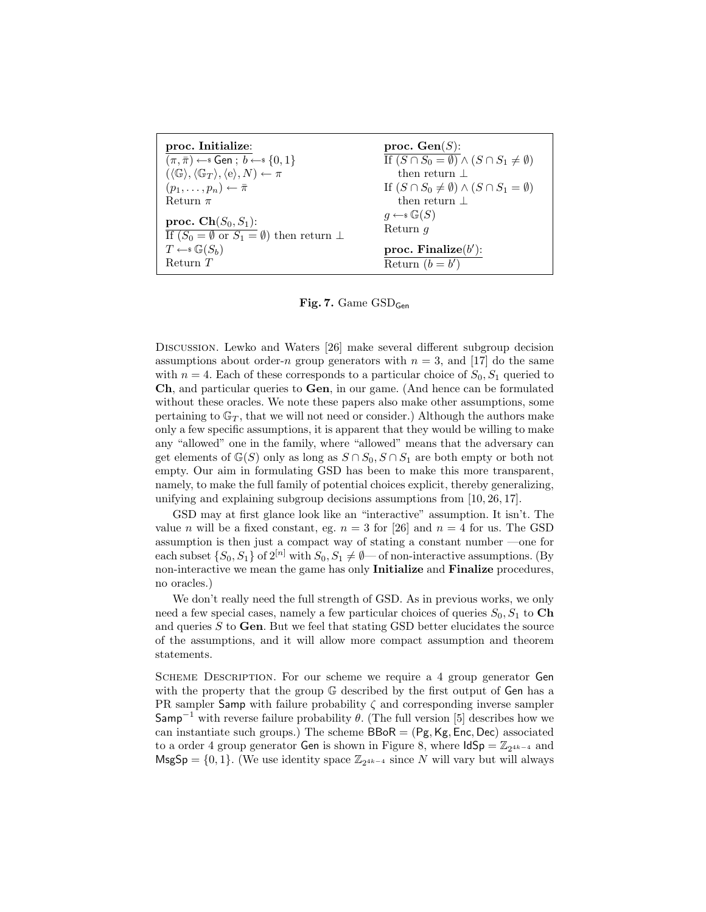```
proc. Initialize:
(π, π̄) ←$ Gen ; b ←$ {0, 1}
(⟨𝔾⟩, ⟨𝔾_T⟩, ⟨e⟩, N) ← π
(p_1, ..., p_n) ← π̄
Return π

proc. Ch(S_0, S_1):
If (S_0 = ∅ or S_1 = ∅) then return ⊥
T ←$ 𝔾(S_b)
Return T

proc. Gen(S):
If (S ∩ S_0 = ∅) ∧ (S ∩ S_1 ≠ ∅)
    then return ⊥
If (S ∩ S_0 ≠ ∅) ∧ (S ∩ S_1 = ∅)
    then return ⊥
g ←$ 𝔾(S)
Return g

proc. Finalize(b'):
Return (b = b')
```

**Fig. 7.** Game $\mathrm{GSD}_{\mathsf{Gen}}$

Discussion. Lewko and Waters [26] make several different subgroup decision assumptions about order-$n$ group generators with $n = 3$, and [17] do the same with $n = 4$. Each of these corresponds to a particular choice of $S_0, S_1$ queried to **Ch**, and particular queries to **Gen**, in our game. (And hence can be formulated without these oracles. We note these papers also make other assumptions, some pertaining to $\mathbb{G}_T$, that we will not need or consider.) Although the authors make only a few specific assumptions, it is apparent that they would be willing to make any "allowed" one in the family, where "allowed" means that the adversary can get elements of $\mathbb{G}(S)$ only as long as $S \cap S_0, S \cap S_1$ are both empty or both not empty. Our aim in formulating GSD has been to make this more transparent, namely, to make the full family of potential choices explicit, thereby generalizing, unifying and explaining subgroup decisions assumptions from [10, 26, 17].

GSD may at first glance look like an "interactive" assumption. It isn't. The value $n$ will be a fixed constant, eg. $n = 3$ for [26] and $n = 4$ for us. The GSD assumption is then just a compact way of stating a constant number —one for each subset $\{S_0, S_1\}$ of $2^{[n]}$ with $S_0, S_1 \neq \emptyset$— of non-interactive assumptions. (By non-interactive we mean the game has only **Initialize** and **Finalize** procedures, no oracles.)

We don't really need the full strength of GSD. As in previous works, we only need a few special cases, namely a few particular choices of queries $S_0, S_1$ to **Ch** and queries $S$ to **Gen**. But we feel that stating GSD better elucidates the source of the assumptions, and it will allow more compact assumption and theorem statements.

Scheme Description. For our scheme we require a 4 group generator $\mathsf{Gen}$ with the property that the group $\mathbb{G}$ described by the first output of $\mathsf{Gen}$ has a PR sampler $\mathsf{Samp}$ with failure probability $\zeta$ and corresponding inverse sampler $\mathsf{Samp}^{-1}$ with reverse failure probability $\theta$. (The full version [5] describes how we can instantiate such groups.) The scheme $\mathsf{BBoR} = (\mathsf{Pg}, \mathsf{Kg}, \mathsf{Enc}, \mathsf{Dec})$ associated to a order 4 group generator $\mathsf{Gen}$ is shown in Figure 8, where $\mathsf{IdSp} = \mathbb{Z}_{2^{4k-4}}$ and $\mathsf{MsgSp} = \{0, 1\}$. (We use identity space $\mathbb{Z}_{2^{4k-4}}$ since $N$ will vary but will always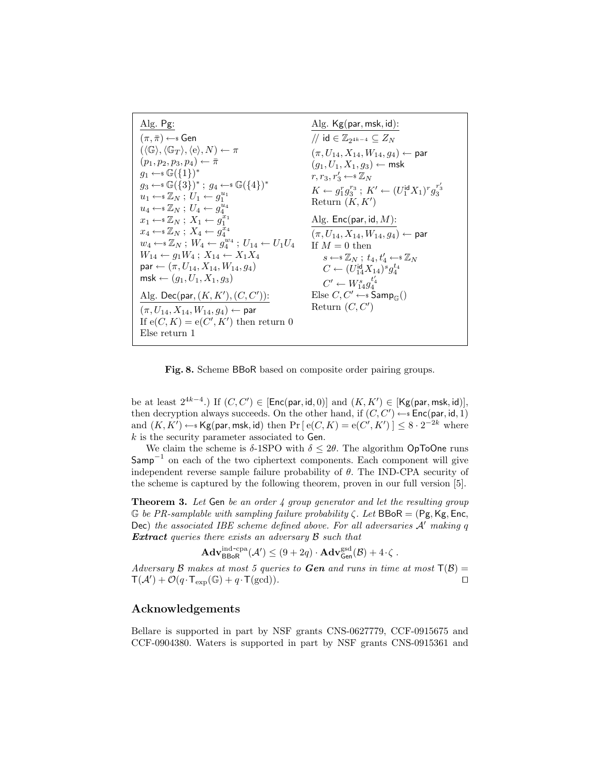```
Alg. Pg:
(π, π̄) ←$ Gen
(⟨𝔾⟩, ⟨𝔾_T⟩, ⟨e⟩, N) ← π
(p_1, p_2, p_3, p_4) ← π̄
g_1 ←$ 𝔾({1})*
g_3 ←$ 𝔾({3})* ; g_4 ←$ 𝔾({4})*
u_1 ←$ ℤ_N ; U_1 ← g_1^{u_1}
u_4 ←$ ℤ_N ; U_4 ← g_4^{u_4}
x_1 ←$ ℤ_N ; X_1 ← g_1^{x_1}
x_4 ←$ ℤ_N ; X_4 ← g_4^{x_4}
w_4 ←$ ℤ_N ; W_4 ← g_4^{w_4} ; U_14 ← U_1 U_4
W_14 ← g_1 W_4 ; X_14 ← X_1 X_4
par ← (π, U_14, X_14, W_14, g_4)
msk ← (g_1, U_1, X_1, g_3)

Alg. Dec(par, (K, K'), (C, C')):
(π, U_14, X_14, W_14, g_4) ← par
If e(C, K) = e(C', K') then return 0
Else return 1

Alg. Kg(par, msk, id):
// id ∈ ℤ_{2^{4k-4}} ⊆ Z_N
(π, U_14, X_14, W_14, g_4) ← par
(g_1, U_1, X_1, g_3) ← msk
r, r_3, r'_3 ←$ ℤ_N
K ← g_1^r g_3^{r_3} ; K' ← (U_1^id X_1)^r g_3^{r'_3}
Return (K, K')

Alg. Enc(par, id, M):
(π, U_14, X_14, W_14, g_4) ← par
If M = 0 then
   s ←$ ℤ_N ; t_4, t'_4 ←$ ℤ_N
   C ← (U_14^id X_14)^s g_4^{t_4}
   C' ← W_14^s g_4^{t'_4}
Else C, C' ←$ Samp_𝔾()
Return (C, C')
```

**Fig. 8.** Scheme BBoR based on composite order pairing groups.

be at least $2^{4k-4}$.) If $(C, C') \in [\mathsf{Enc}(\mathsf{par}, \mathsf{id}, 0)]$ and $(K, K') \in [\mathsf{Kg}(\mathsf{par}, \mathsf{msk}, \mathsf{id})]$, then decryption always succeeds. On the other hand, if $(C, C') \leftarrow_\$ \mathsf{Enc}(\mathsf{par}, \mathsf{id}, 1)$ and $(K, K') \leftarrow_\$ \mathsf{Kg}(\mathsf{par}, \mathsf{msk}, \mathsf{id})$ then $\Pr[\, \mathrm{e}(C, K) = \mathrm{e}(C', K')\,] \leq 8 \cdot 2^{-2k}$ where $k$ is the security parameter associated to $\mathsf{Gen}$.

We claim the scheme is $\delta$-1SPO with $\delta \leq 2\theta$. The algorithm $\mathsf{OpToOne}$ runs $\mathsf{Samp}^{-1}$ on each of the two ciphertext components. Each component will give independent reverse sample failure probability of $\theta$. The IND-CPA security of the scheme is captured by the following theorem, proven in our full version [5].

**Theorem 3.** *Let* $\mathsf{Gen}$ *be an order 4 group generator and let the resulting group* $\mathbb{G}$ *be PR-samplable with sampling failure probability* $\zeta$*. Let* $\mathsf{BBoR} = (\mathsf{Pg}, \mathsf{Kg}, \mathsf{Enc}, \mathsf{Dec})$ *the associated IBE scheme defined above. For all adversaries* $\mathcal{A}'$ *making* $q$ ***Extract*** *queries there exists an adversary* $\mathcal{B}$ *such that*

$$\mathbf{Adv}^{\text{ind-cpa}}_{\mathsf{BBoR}}(\mathcal{A}') \leq (9 + 2q) \cdot \mathbf{Adv}^{\text{gsd}}_{\mathsf{Gen}}(\mathcal{B}) + 4 \cdot \zeta \; .$$

*Adversary* $\mathcal{B}$ *makes at most 5 queries to* ***Gen*** *and runs in time at most* $\mathsf{T}(\mathcal{B}) = \mathsf{T}(\mathcal{A}') + \mathcal{O}(q \cdot \mathsf{T}_{\exp}(\mathbb{G}) + q \cdot \mathsf{T}(\gcd))$. ⊓⊔

## Acknowledgements

Bellare is supported in part by NSF grants CNS-0627779, CCF-0915675 and CCF-0904380. Waters is supported in part by NSF grants CNS-0915361 and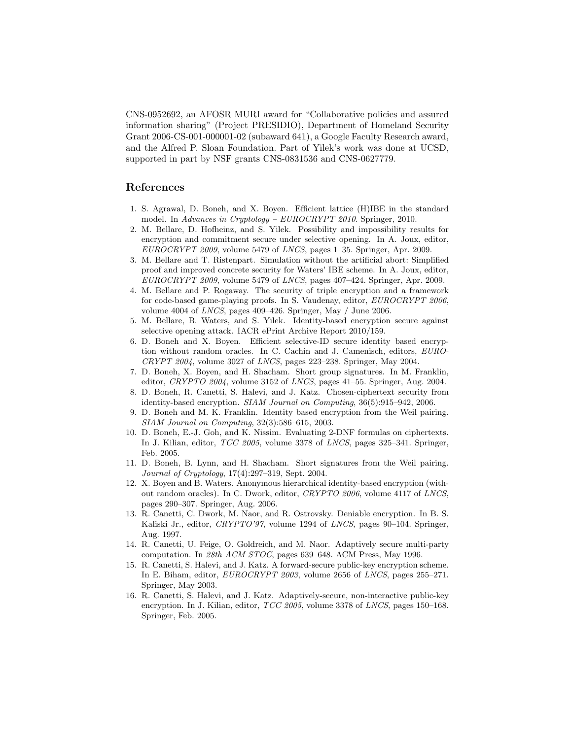CNS-0952692, an AFOSR MURI award for "Collaborative policies and assured information sharing" (Project PRESIDIO), Department of Homeland Security Grant 2006-CS-001-000001-02 (subaward 641), a Google Faculty Research award, and the Alfred P. Sloan Foundation. Part of Yilek's work was done at UCSD, supported in part by NSF grants CNS-0831536 and CNS-0627779.

## References

1. S. Agrawal, D. Boneh, and X. Boyen. Efficient lattice (H)IBE in the standard model. In *Advances in Cryptology – EUROCRYPT 2010*. Springer, 2010.
2. M. Bellare, D. Hofheinz, and S. Yilek. Possibility and impossibility results for encryption and commitment secure under selective opening. In A. Joux, editor, *EUROCRYPT 2009*, volume 5479 of *LNCS*, pages 1–35. Springer, Apr. 2009.
3. M. Bellare and T. Ristenpart. Simulation without the artificial abort: Simplified proof and improved concrete security for Waters' IBE scheme. In A. Joux, editor, *EUROCRYPT 2009*, volume 5479 of *LNCS*, pages 407–424. Springer, Apr. 2009.
4. M. Bellare and P. Rogaway. The security of triple encryption and a framework for code-based game-playing proofs. In S. Vaudenay, editor, *EUROCRYPT 2006*, volume 4004 of *LNCS*, pages 409–426. Springer, May / June 2006.
5. M. Bellare, B. Waters, and S. Yilek. Identity-based encryption secure against selective opening attack. IACR ePrint Archive Report 2010/159.
6. D. Boneh and X. Boyen. Efficient selective-ID secure identity based encryption without random oracles. In C. Cachin and J. Camenisch, editors, *EUROCRYPT 2004*, volume 3027 of *LNCS*, pages 223–238. Springer, May 2004.
7. D. Boneh, X. Boyen, and H. Shacham. Short group signatures. In M. Franklin, editor, *CRYPTO 2004*, volume 3152 of *LNCS*, pages 41–55. Springer, Aug. 2004.
8. D. Boneh, R. Canetti, S. Halevi, and J. Katz. Chosen-ciphertext security from identity-based encryption. *SIAM Journal on Computing*, 36(5):915–942, 2006.
9. D. Boneh and M. K. Franklin. Identity based encryption from the Weil pairing. *SIAM Journal on Computing*, 32(3):586–615, 2003.
10. D. Boneh, E.-J. Goh, and K. Nissim. Evaluating 2-DNF formulas on ciphertexts. In J. Kilian, editor, *TCC 2005*, volume 3378 of *LNCS*, pages 325–341. Springer, Feb. 2005.
11. D. Boneh, B. Lynn, and H. Shacham. Short signatures from the Weil pairing. *Journal of Cryptology*, 17(4):297–319, Sept. 2004.
12. X. Boyen and B. Waters. Anonymous hierarchical identity-based encryption (without random oracles). In C. Dwork, editor, *CRYPTO 2006*, volume 4117 of *LNCS*, pages 290–307. Springer, Aug. 2006.
13. R. Canetti, C. Dwork, M. Naor, and R. Ostrovsky. Deniable encryption. In B. S. Kaliski Jr., editor, *CRYPTO'97*, volume 1294 of *LNCS*, pages 90–104. Springer, Aug. 1997.
14. R. Canetti, U. Feige, O. Goldreich, and M. Naor. Adaptively secure multi-party computation. In *28th ACM STOC*, pages 639–648. ACM Press, May 1996.
15. R. Canetti, S. Halevi, and J. Katz. A forward-secure public-key encryption scheme. In E. Biham, editor, *EUROCRYPT 2003*, volume 2656 of *LNCS*, pages 255–271. Springer, May 2003.
16. R. Canetti, S. Halevi, and J. Katz. Adaptively-secure, non-interactive public-key encryption. In J. Kilian, editor, *TCC 2005*, volume 3378 of *LNCS*, pages 150–168. Springer, Feb. 2005.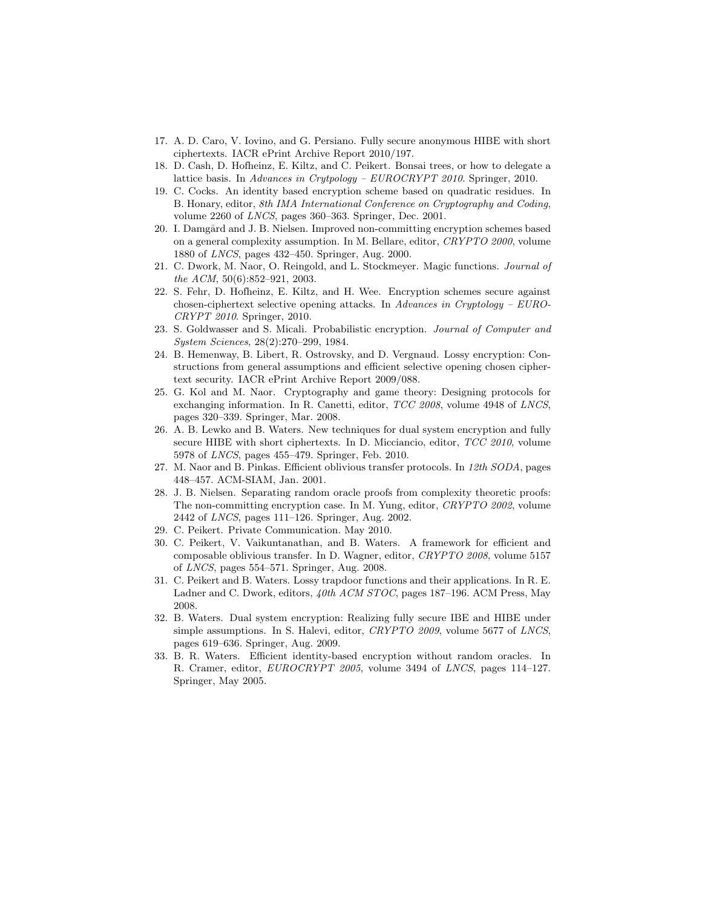17. A. D. Caro, V. Iovino, and G. Persiano. Fully secure anonymous HIBE with short ciphertexts. IACR ePrint Archive Report 2010/197.
18. D. Cash, D. Hofheinz, E. Kiltz, and C. Peikert. Bonsai trees, or how to delegate a lattice basis. In *Advances in Crytpology – EUROCRYPT 2010*. Springer, 2010.
19. C. Cocks. An identity based encryption scheme based on quadratic residues. In B. Honary, editor, *8th IMA International Conference on Cryptography and Coding*, volume 2260 of *LNCS*, pages 360–363. Springer, Dec. 2001.
20. I. Damgård and J. B. Nielsen. Improved non-committing encryption schemes based on a general complexity assumption. In M. Bellare, editor, *CRYPTO 2000*, volume 1880 of *LNCS*, pages 432–450. Springer, Aug. 2000.
21. C. Dwork, M. Naor, O. Reingold, and L. Stockmeyer. Magic functions. *Journal of the ACM*, 50(6):852–921, 2003.
22. S. Fehr, D. Hofheinz, E. Kiltz, and H. Wee. Encryption schemes secure against chosen-ciphertext selective opening attacks. In *Advances in Cryptology – EUROCRYPT 2010*. Springer, 2010.
23. S. Goldwasser and S. Micali. Probabilistic encryption. *Journal of Computer and System Sciences*, 28(2):270–299, 1984.
24. B. Hemenway, B. Libert, R. Ostrovsky, and D. Vergnaud. Lossy encryption: Constructions from general assumptions and efficient selective opening chosen ciphertext security. IACR ePrint Archive Report 2009/088.
25. G. Kol and M. Naor. Cryptography and game theory: Designing protocols for exchanging information. In R. Canetti, editor, *TCC 2008*, volume 4948 of *LNCS*, pages 320–339. Springer, Mar. 2008.
26. A. B. Lewko and B. Waters. New techniques for dual system encryption and fully secure HIBE with short ciphertexts. In D. Micciancio, editor, *TCC 2010*, volume 5978 of *LNCS*, pages 455–479. Springer, Feb. 2010.
27. M. Naor and B. Pinkas. Efficient oblivious transfer protocols. In *12th SODA*, pages 448–457. ACM-SIAM, Jan. 2001.
28. J. B. Nielsen. Separating random oracle proofs from complexity theoretic proofs: The non-committing encryption case. In M. Yung, editor, *CRYPTO 2002*, volume 2442 of *LNCS*, pages 111–126. Springer, Aug. 2002.
29. C. Peikert. Private Communication. May 2010.
30. C. Peikert, V. Vaikuntanathan, and B. Waters. A framework for efficient and composable oblivious transfer. In D. Wagner, editor, *CRYPTO 2008*, volume 5157 of *LNCS*, pages 554–571. Springer, Aug. 2008.
31. C. Peikert and B. Waters. Lossy trapdoor functions and their applications. In R. E. Ladner and C. Dwork, editors, *40th ACM STOC*, pages 187–196. ACM Press, May 2008.
32. B. Waters. Dual system encryption: Realizing fully secure IBE and HIBE under simple assumptions. In S. Halevi, editor, *CRYPTO 2009*, volume 5677 of *LNCS*, pages 619–636. Springer, Aug. 2009.
33. B. R. Waters. Efficient identity-based encryption without random oracles. In R. Cramer, editor, *EUROCRYPT 2005*, volume 3494 of *LNCS*, pages 114–127. Springer, May 2005.